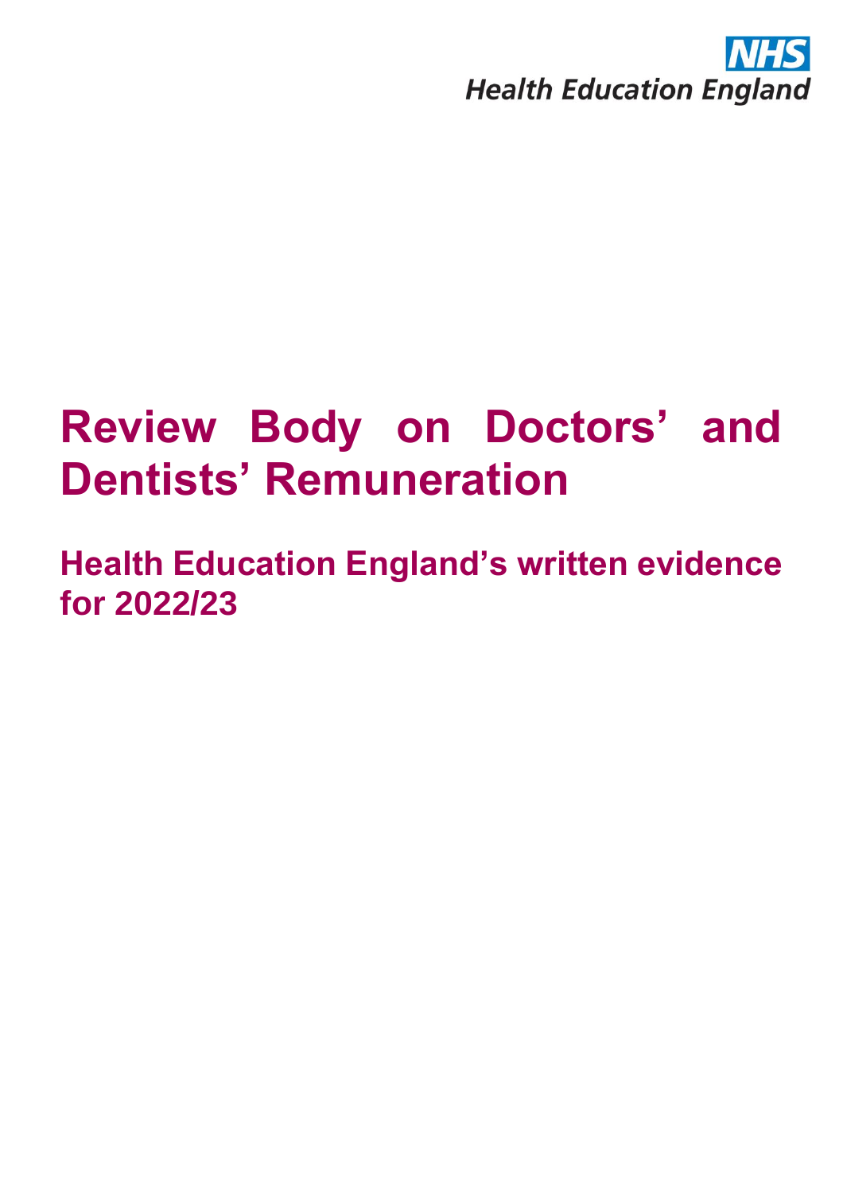NHS
Health Education England

# Review Body on Doctors' and Dentists' Remuneration

## Health Education England's written evidence for 2022/23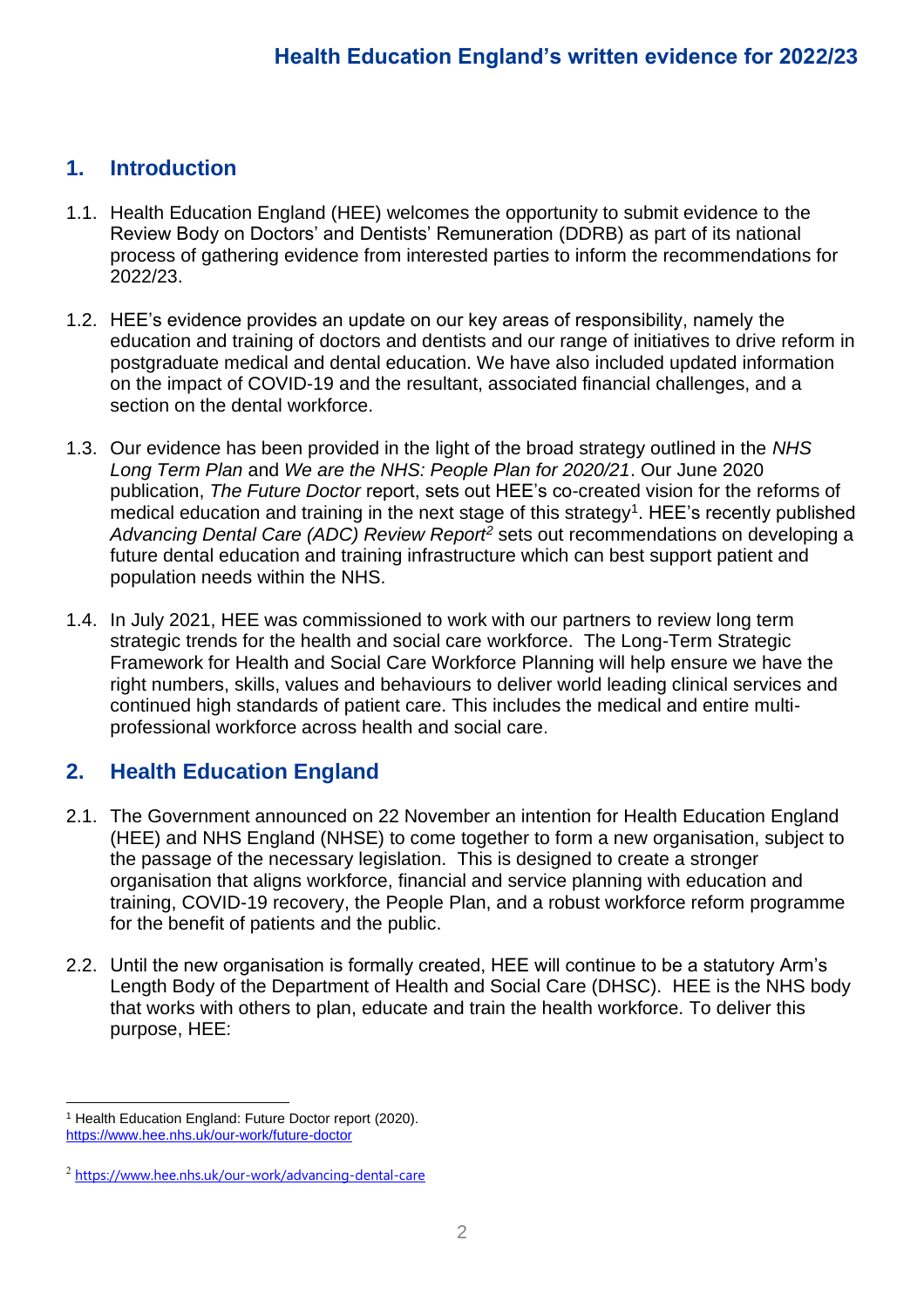## 1. Introduction

1.1. Health Education England (HEE) welcomes the opportunity to submit evidence to the Review Body on Doctors' and Dentists' Remuneration (DDRB) as part of its national process of gathering evidence from interested parties to inform the recommendations for 2022/23.

1.2. HEE's evidence provides an update on our key areas of responsibility, namely the education and training of doctors and dentists and our range of initiatives to drive reform in postgraduate medical and dental education. We have also included updated information on the impact of COVID-19 and the resultant, associated financial challenges, and a section on the dental workforce.

1.3. Our evidence has been provided in the light of the broad strategy outlined in the *NHS Long Term Plan* and *We are the NHS: People Plan for 2020/21*. Our June 2020 publication, *The Future Doctor* report, sets out HEE's co-created vision for the reforms of medical education and training in the next stage of this strategy[1]. HEE's recently published *Advancing Dental Care (ADC) Review Report*[2] sets out recommendations on developing a future dental education and training infrastructure which can best support patient and population needs within the NHS.

1.4. In July 2021, HEE was commissioned to work with our partners to review long term strategic trends for the health and social care workforce. The Long-Term Strategic Framework for Health and Social Care Workforce Planning will help ensure we have the right numbers, skills, values and behaviours to deliver world leading clinical services and continued high standards of patient care. This includes the medical and entire multi-professional workforce across health and social care.

## 2. Health Education England

2.1. The Government announced on 22 November an intention for Health Education England (HEE) and NHS England (NHSE) to come together to form a new organisation, subject to the passage of the necessary legislation. This is designed to create a stronger organisation that aligns workforce, financial and service planning with education and training, COVID-19 recovery, the People Plan, and a robust workforce reform programme for the benefit of patients and the public.

2.2. Until the new organisation is formally created, HEE will continue to be a statutory Arm's Length Body of the Department of Health and Social Care (DHSC). HEE is the NHS body that works with others to plan, educate and train the health workforce. To deliver this purpose, HEE:

---

[1] Health Education England: Future Doctor report (2020). https://www.hee.nhs.uk/our-work/future-doctor

[2] https://www.hee.nhs.uk/our-work/advancing-dental-care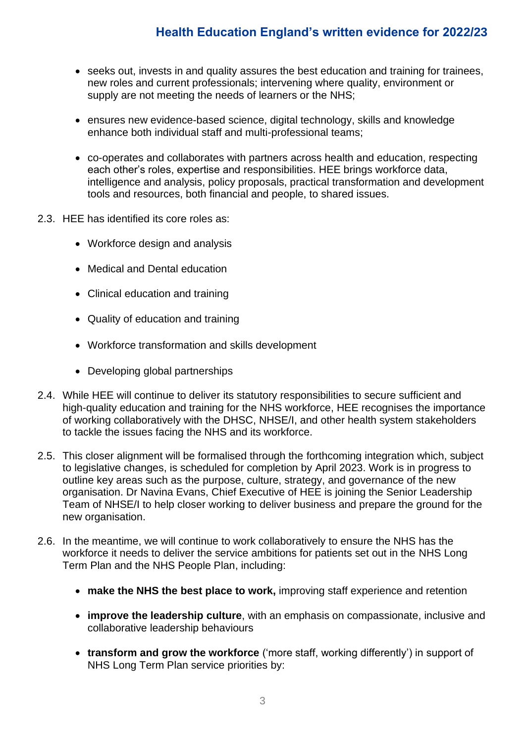- seeks out, invests in and quality assures the best education and training for trainees, new roles and current professionals; intervening where quality, environment or supply are not meeting the needs of learners or the NHS;

- ensures new evidence-based science, digital technology, skills and knowledge enhance both individual staff and multi-professional teams;

- co-operates and collaborates with partners across health and education, respecting each other's roles, expertise and responsibilities. HEE brings workforce data, intelligence and analysis, policy proposals, practical transformation and development tools and resources, both financial and people, to shared issues.

2.3. HEE has identified its core roles as:

- Workforce design and analysis
- Medical and Dental education
- Clinical education and training
- Quality of education and training
- Workforce transformation and skills development
- Developing global partnerships

2.4. While HEE will continue to deliver its statutory responsibilities to secure sufficient and high-quality education and training for the NHS workforce, HEE recognises the importance of working collaboratively with the DHSC, NHSE/I, and other health system stakeholders to tackle the issues facing the NHS and its workforce.

2.5. This closer alignment will be formalised through the forthcoming integration which, subject to legislative changes, is scheduled for completion by April 2023. Work is in progress to outline key areas such as the purpose, culture, strategy, and governance of the new organisation. Dr Navina Evans, Chief Executive of HEE is joining the Senior Leadership Team of NHSE/I to help closer working to deliver business and prepare the ground for the new organisation.

2.6. In the meantime, we will continue to work collaboratively to ensure the NHS has the workforce it needs to deliver the service ambitions for patients set out in the NHS Long Term Plan and the NHS People Plan, including:

- **make the NHS the best place to work,** improving staff experience and retention
- **improve the leadership culture**, with an emphasis on compassionate, inclusive and collaborative leadership behaviours
- **transform and grow the workforce** ('more staff, working differently') in support of NHS Long Term Plan service priorities by: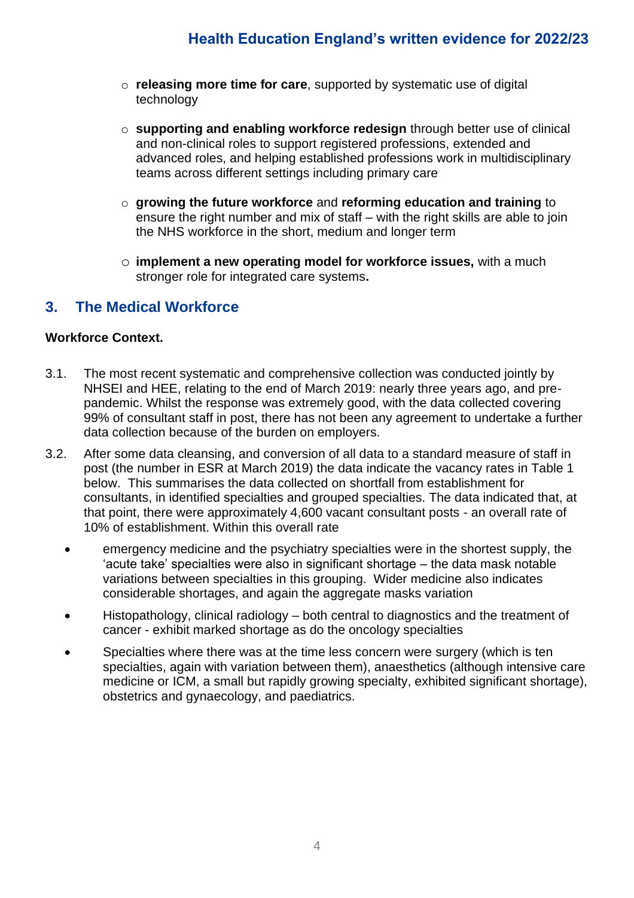- releasing more time for care, supported by systematic use of digital technology

- **supporting and enabling workforce redesign** through better use of clinical and non-clinical roles to support registered professions, extended and advanced roles, and helping established professions work in multidisciplinary teams across different settings including primary care

- **growing the future workforce** and **reforming education and training** to ensure the right number and mix of staff – with the right skills are able to join the NHS workforce in the short, medium and longer term

- **implement a new operating model for workforce issues,** with a much stronger role for integrated care systems**.**

## 3. The Medical Workforce

**Workforce Context.**

3.1. The most recent systematic and comprehensive collection was conducted jointly by NHSEI and HEE, relating to the end of March 2019: nearly three years ago, and pre-pandemic. Whilst the response was extremely good, with the data collected covering 99% of consultant staff in post, there has not been any agreement to undertake a further data collection because of the burden on employers.

3.2. After some data cleansing, and conversion of all data to a standard measure of staff in post (the number in ESR at March 2019) the data indicate the vacancy rates in Table 1 below. This summarises the data collected on shortfall from establishment for consultants, in identified specialties and grouped specialties. The data indicated that, at that point, there were approximately 4,600 vacant consultant posts - an overall rate of 10% of establishment. Within this overall rate

- emergency medicine and the psychiatry specialties were in the shortest supply, the 'acute take' specialties were also in significant shortage – the data mask notable variations between specialties in this grouping. Wider medicine also indicates considerable shortages, and again the aggregate masks variation
- Histopathology, clinical radiology – both central to diagnostics and the treatment of cancer - exhibit marked shortage as do the oncology specialties
- Specialties where there was at the time less concern were surgery (which is ten specialties, again with variation between them), anaesthetics (although intensive care medicine or ICM, a small but rapidly growing specialty, exhibited significant shortage), obstetrics and gynaecology, and paediatrics.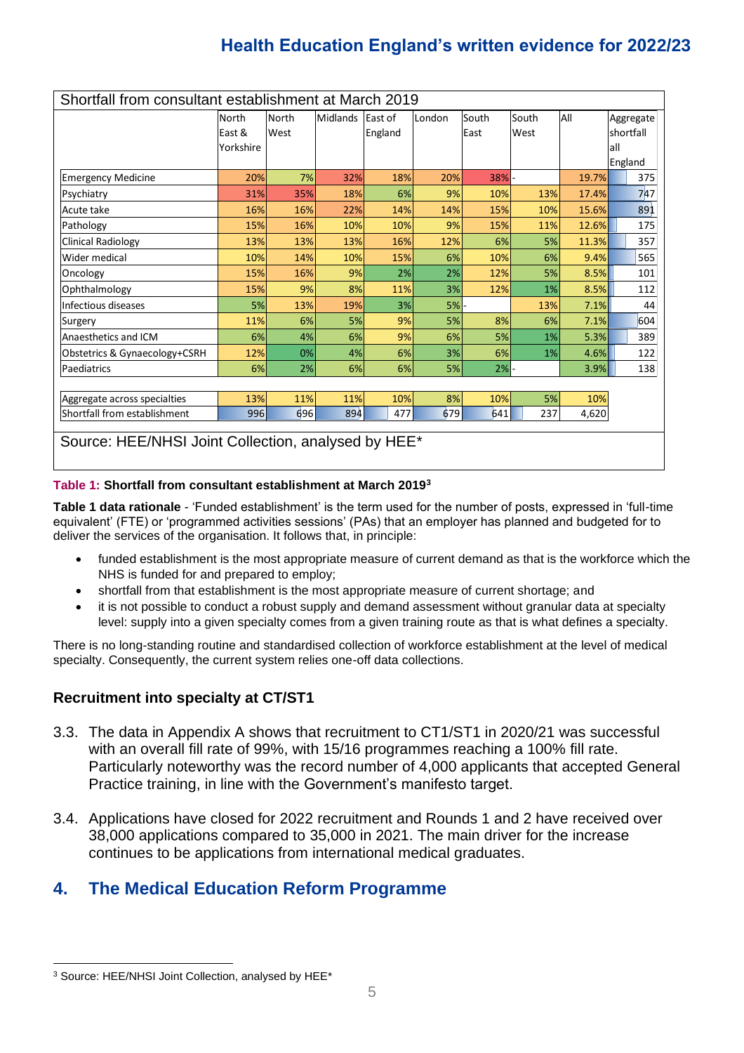| Shortfall from consultant establishment at March 2019 | North East & Yorkshire | North West | Midlands | East of England | London | South East | South West | All | Aggregate shortfall all England |
|---|---|---|---|---|---|---|---|---|---|
| Emergency Medicine | 20% | 7% | 32% | 18% | 20% | 38% | - | 19.7% | 375 |
| Psychiatry | 31% | 35% | 18% | 6% | 9% | 10% | 13% | 17.4% | 747 |
| Acute take | 16% | 16% | 22% | 14% | 14% | 15% | 10% | 15.6% | 891 |
| Pathology | 15% | 16% | 10% | 10% | 9% | 15% | 11% | 12.6% | 175 |
| Clinical Radiology | 13% | 13% | 13% | 16% | 12% | 6% | 5% | 11.3% | 357 |
| Wider medical | 10% | 14% | 10% | 15% | 6% | 10% | 6% | 9.4% | 565 |
| Oncology | 15% | 16% | 9% | 2% | 2% | 12% | 5% | 8.5% | 101 |
| Ophthalmology | 15% | 9% | 8% | 11% | 3% | 12% | 1% | 8.5% | 112 |
| Infectious diseases | 5% | 13% | 19% | 3% | 5% | - | 13% | 7.1% | 44 |
| Surgery | 11% | 6% | 5% | 9% | 5% | 8% | 6% | 7.1% | 604 |
| Anaesthetics and ICM | 6% | 4% | 6% | 9% | 6% | 5% | 1% | 5.3% | 389 |
| Obstetrics & Gynaecology+CSRH | 12% | 0% | 4% | 6% | 3% | 6% | 1% | 4.6% | 122 |
| Paediatrics | 6% | 2% | 6% | 6% | 5% | 2% | - | 3.9% | 138 |
| | | | | | | | | | |
| Aggregate across specialties | 13% | 11% | 11% | 10% | 8% | 10% | 5% | 10% | |
| Shortfall from establishment | 996 | 696 | 894 | 477 | 679 | 641 | 237 | 4,620 | |

Source: HEE/NHSI Joint Collection, analysed by HEE*

**Table 1: Shortfall from consultant establishment at March 2019**[3]

**Table 1 data rationale** - 'Funded establishment' is the term used for the number of posts, expressed in 'full-time equivalent' (FTE) or 'programmed activities sessions' (PAs) that an employer has planned and budgeted for to deliver the services of the organisation. It follows that, in principle:

- funded establishment is the most appropriate measure of current demand as that is the workforce which the NHS is funded for and prepared to employ;
- shortfall from that establishment is the most appropriate measure of current shortage; and
- it is not possible to conduct a robust supply and demand assessment without granular data at specialty level: supply into a given specialty comes from a given training route as that is what defines a specialty.

There is no long-standing routine and standardised collection of workforce establishment at the level of medical specialty. Consequently, the current system relies one-off data collections.

### Recruitment into specialty at CT/ST1

3.3. The data in Appendix A shows that recruitment to CT1/ST1 in 2020/21 was successful with an overall fill rate of 99%, with 15/16 programmes reaching a 100% fill rate. Particularly noteworthy was the record number of 4,000 applicants that accepted General Practice training, in line with the Government's manifesto target.

3.4. Applications have closed for 2022 recruitment and Rounds 1 and 2 have received over 38,000 applications compared to 35,000 in 2021. The main driver for the increase continues to be applications from international medical graduates.

## 4. The Medical Education Reform Programme

[3] Source: HEE/NHSI Joint Collection, analysed by HEE*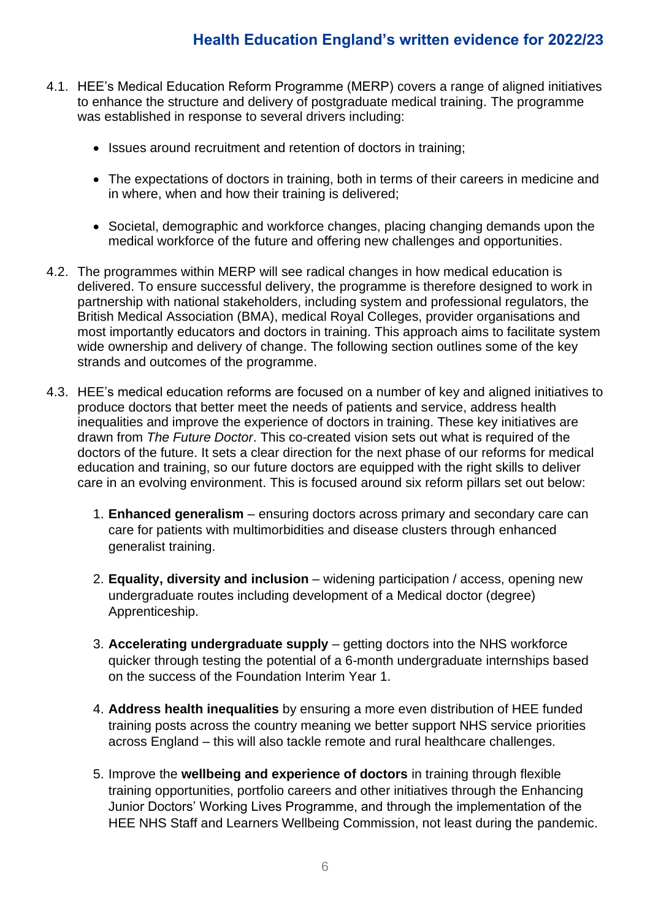4.1. HEE's Medical Education Reform Programme (MERP) covers a range of aligned initiatives to enhance the structure and delivery of postgraduate medical training. The programme was established in response to several drivers including:

- Issues around recruitment and retention of doctors in training;
- The expectations of doctors in training, both in terms of their careers in medicine and in where, when and how their training is delivered;
- Societal, demographic and workforce changes, placing changing demands upon the medical workforce of the future and offering new challenges and opportunities.

4.2. The programmes within MERP will see radical changes in how medical education is delivered. To ensure successful delivery, the programme is therefore designed to work in partnership with national stakeholders, including system and professional regulators, the British Medical Association (BMA), medical Royal Colleges, provider organisations and most importantly educators and doctors in training. This approach aims to facilitate system wide ownership and delivery of change. The following section outlines some of the key strands and outcomes of the programme.

4.3. HEE's medical education reforms are focused on a number of key and aligned initiatives to produce doctors that better meet the needs of patients and service, address health inequalities and improve the experience of doctors in training. These key initiatives are drawn from *The Future Doctor*. This co-created vision sets out what is required of the doctors of the future. It sets a clear direction for the next phase of our reforms for medical education and training, so our future doctors are equipped with the right skills to deliver care in an evolving environment. This is focused around six reform pillars set out below:

1. **Enhanced generalism** – ensuring doctors across primary and secondary care can care for patients with multimorbidities and disease clusters through enhanced generalist training.
2. **Equality, diversity and inclusion** – widening participation / access, opening new undergraduate routes including development of a Medical doctor (degree) Apprenticeship.
3. **Accelerating undergraduate supply** – getting doctors into the NHS workforce quicker through testing the potential of a 6-month undergraduate internships based on the success of the Foundation Interim Year 1.
4. **Address health inequalities** by ensuring a more even distribution of HEE funded training posts across the country meaning we better support NHS service priorities across England – this will also tackle remote and rural healthcare challenges.
5. Improve the **wellbeing and experience of doctors** in training through flexible training opportunities, portfolio careers and other initiatives through the Enhancing Junior Doctors' Working Lives Programme, and through the implementation of the HEE NHS Staff and Learners Wellbeing Commission, not least during the pandemic.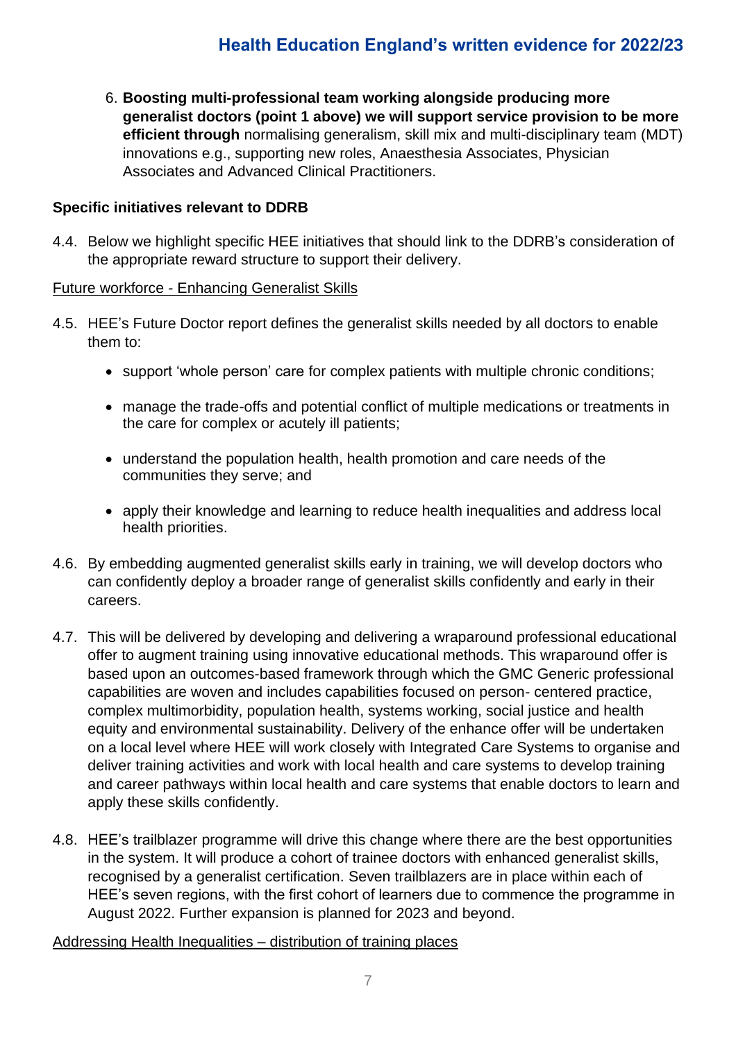6. **Boosting multi-professional team working alongside producing more generalist doctors (point 1 above) we will support service provision to be more efficient through** normalising generalism, skill mix and multi-disciplinary team (MDT) innovations e.g., supporting new roles, Anaesthesia Associates, Physician Associates and Advanced Clinical Practitioners.

**Specific initiatives relevant to DDRB**

4.4. Below we highlight specific HEE initiatives that should link to the DDRB's consideration of the appropriate reward structure to support their delivery.

Future workforce - Enhancing Generalist Skills

4.5. HEE's Future Doctor report defines the generalist skills needed by all doctors to enable them to:

- support 'whole person' care for complex patients with multiple chronic conditions;
- manage the trade-offs and potential conflict of multiple medications or treatments in the care for complex or acutely ill patients;
- understand the population health, health promotion and care needs of the communities they serve; and
- apply their knowledge and learning to reduce health inequalities and address local health priorities.

4.6. By embedding augmented generalist skills early in training, we will develop doctors who can confidently deploy a broader range of generalist skills confidently and early in their careers.

4.7. This will be delivered by developing and delivering a wraparound professional educational offer to augment training using innovative educational methods. This wraparound offer is based upon an outcomes-based framework through which the GMC Generic professional capabilities are woven and includes capabilities focused on person- centered practice, complex multimorbidity, population health, systems working, social justice and health equity and environmental sustainability. Delivery of the enhance offer will be undertaken on a local level where HEE will work closely with Integrated Care Systems to organise and deliver training activities and work with local health and care systems to develop training and career pathways within local health and care systems that enable doctors to learn and apply these skills confidently.

4.8. HEE's trailblazer programme will drive this change where there are the best opportunities in the system. It will produce a cohort of trainee doctors with enhanced generalist skills, recognised by a generalist certification. Seven trailblazers are in place within each of HEE's seven regions, with the first cohort of learners due to commence the programme in August 2022. Further expansion is planned for 2023 and beyond.

Addressing Health Inequalities – distribution of training places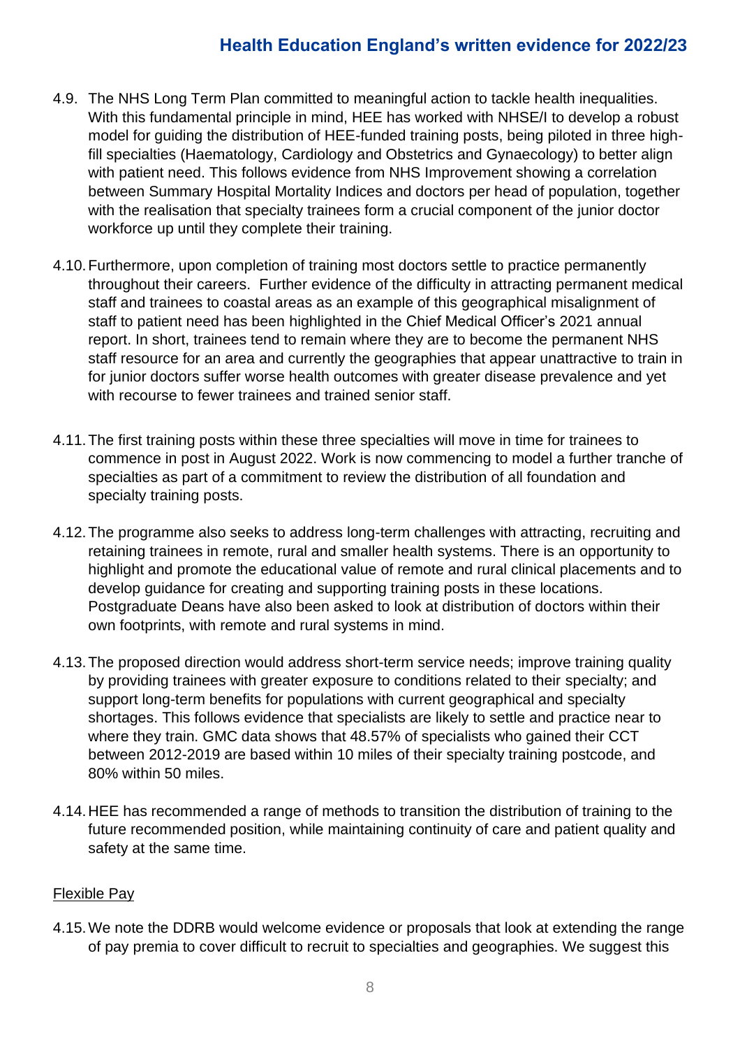4.9. The NHS Long Term Plan committed to meaningful action to tackle health inequalities. With this fundamental principle in mind, HEE has worked with NHSE/I to develop a robust model for guiding the distribution of HEE-funded training posts, being piloted in three high-fill specialties (Haematology, Cardiology and Obstetrics and Gynaecology) to better align with patient need. This follows evidence from NHS Improvement showing a correlation between Summary Hospital Mortality Indices and doctors per head of population, together with the realisation that specialty trainees form a crucial component of the junior doctor workforce up until they complete their training.

4.10. Furthermore, upon completion of training most doctors settle to practice permanently throughout their careers. Further evidence of the difficulty in attracting permanent medical staff and trainees to coastal areas as an example of this geographical misalignment of staff to patient need has been highlighted in the Chief Medical Officer's 2021 annual report. In short, trainees tend to remain where they are to become the permanent NHS staff resource for an area and currently the geographies that appear unattractive to train in for junior doctors suffer worse health outcomes with greater disease prevalence and yet with recourse to fewer trainees and trained senior staff.

4.11. The first training posts within these three specialties will move in time for trainees to commence in post in August 2022. Work is now commencing to model a further tranche of specialties as part of a commitment to review the distribution of all foundation and specialty training posts.

4.12. The programme also seeks to address long-term challenges with attracting, recruiting and retaining trainees in remote, rural and smaller health systems. There is an opportunity to highlight and promote the educational value of remote and rural clinical placements and to develop guidance for creating and supporting training posts in these locations. Postgraduate Deans have also been asked to look at distribution of doctors within their own footprints, with remote and rural systems in mind.

4.13. The proposed direction would address short-term service needs; improve training quality by providing trainees with greater exposure to conditions related to their specialty; and support long-term benefits for populations with current geographical and specialty shortages. This follows evidence that specialists are likely to settle and practice near to where they train. GMC data shows that 48.57% of specialists who gained their CCT between 2012-2019 are based within 10 miles of their specialty training postcode, and 80% within 50 miles.

4.14. HEE has recommended a range of methods to transition the distribution of training to the future recommended position, while maintaining continuity of care and patient quality and safety at the same time.

### Flexible Pay

4.15. We note the DDRB would welcome evidence or proposals that look at extending the range of pay premia to cover difficult to recruit to specialties and geographies. We suggest this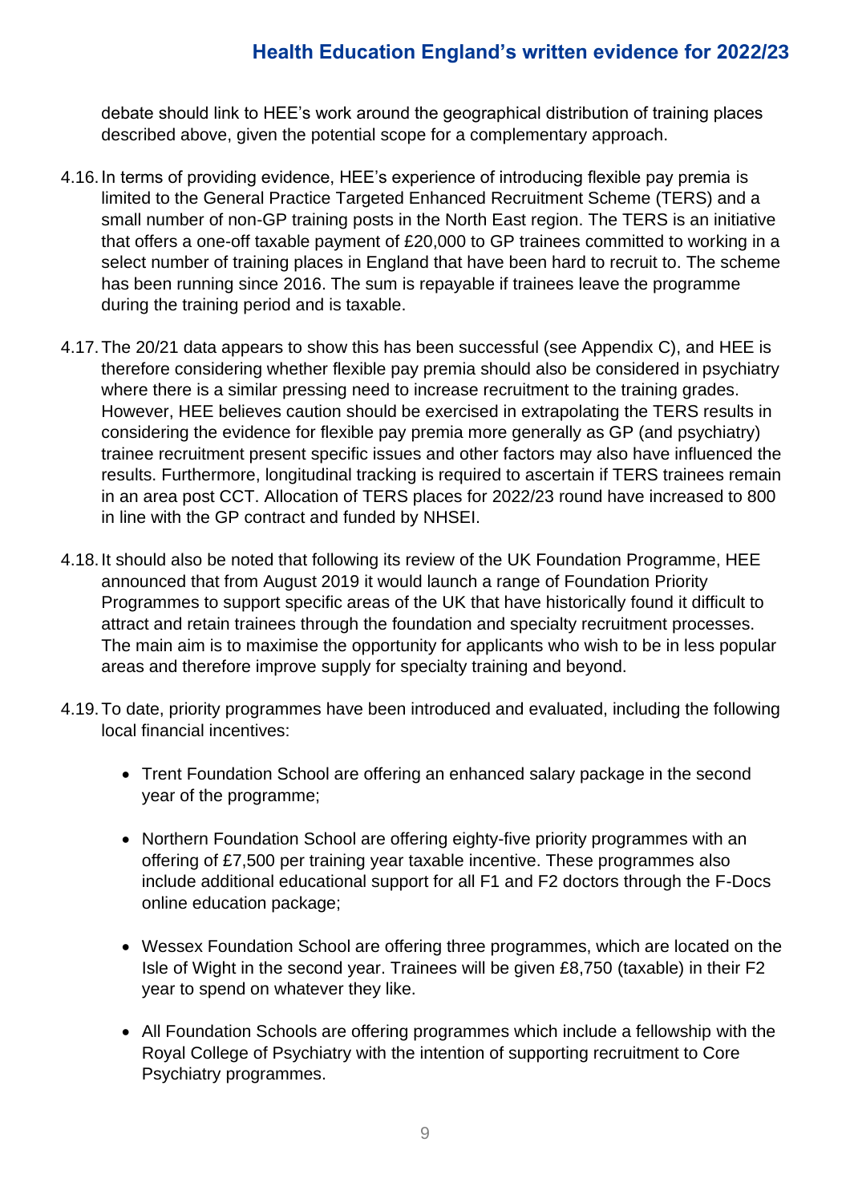debate should link to HEE's work around the geographical distribution of training places described above, given the potential scope for a complementary approach.

4.16. In terms of providing evidence, HEE's experience of introducing flexible pay premia is limited to the General Practice Targeted Enhanced Recruitment Scheme (TERS) and a small number of non-GP training posts in the North East region. The TERS is an initiative that offers a one-off taxable payment of £20,000 to GP trainees committed to working in a select number of training places in England that have been hard to recruit to. The scheme has been running since 2016. The sum is repayable if trainees leave the programme during the training period and is taxable.

4.17. The 20/21 data appears to show this has been successful (see Appendix C), and HEE is therefore considering whether flexible pay premia should also be considered in psychiatry where there is a similar pressing need to increase recruitment to the training grades. However, HEE believes caution should be exercised in extrapolating the TERS results in considering the evidence for flexible pay premia more generally as GP (and psychiatry) trainee recruitment present specific issues and other factors may also have influenced the results. Furthermore, longitudinal tracking is required to ascertain if TERS trainees remain in an area post CCT. Allocation of TERS places for 2022/23 round have increased to 800 in line with the GP contract and funded by NHSEI.

4.18. It should also be noted that following its review of the UK Foundation Programme, HEE announced that from August 2019 it would launch a range of Foundation Priority Programmes to support specific areas of the UK that have historically found it difficult to attract and retain trainees through the foundation and specialty recruitment processes. The main aim is to maximise the opportunity for applicants who wish to be in less popular areas and therefore improve supply for specialty training and beyond.

4.19. To date, priority programmes have been introduced and evaluated, including the following local financial incentives:

- Trent Foundation School are offering an enhanced salary package in the second year of the programme;

- Northern Foundation School are offering eighty-five priority programmes with an offering of £7,500 per training year taxable incentive. These programmes also include additional educational support for all F1 and F2 doctors through the F-Docs online education package;

- Wessex Foundation School are offering three programmes, which are located on the Isle of Wight in the second year. Trainees will be given £8,750 (taxable) in their F2 year to spend on whatever they like.

- All Foundation Schools are offering programmes which include a fellowship with the Royal College of Psychiatry with the intention of supporting recruitment to Core Psychiatry programmes.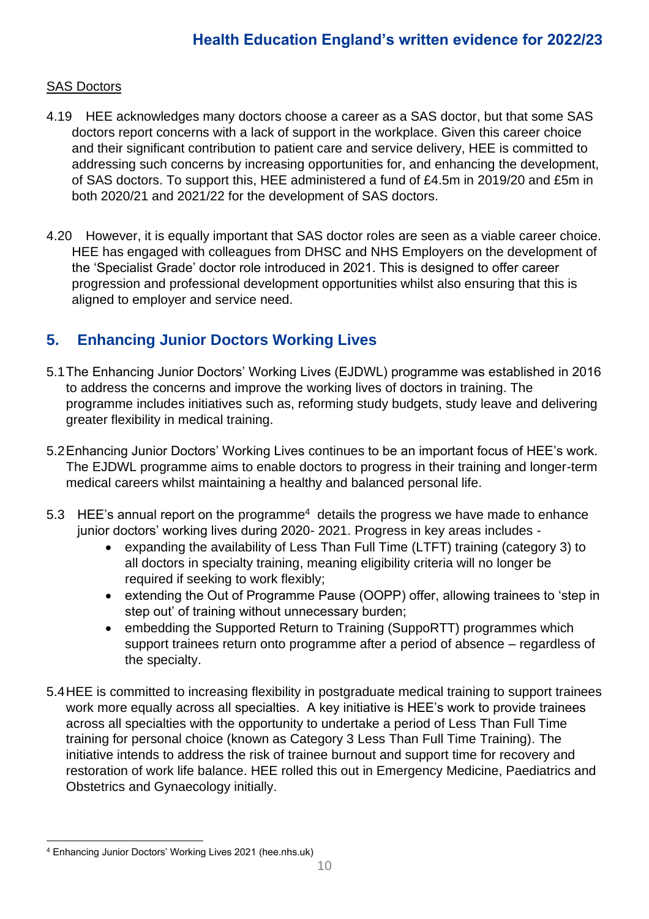SAS Doctors

4.19 HEE acknowledges many doctors choose a career as a SAS doctor, but that some SAS doctors report concerns with a lack of support in the workplace. Given this career choice and their significant contribution to patient care and service delivery, HEE is committed to addressing such concerns by increasing opportunities for, and enhancing the development, of SAS doctors. To support this, HEE administered a fund of £4.5m in 2019/20 and £5m in both 2020/21 and 2021/22 for the development of SAS doctors.

4.20 However, it is equally important that SAS doctor roles are seen as a viable career choice. HEE has engaged with colleagues from DHSC and NHS Employers on the development of the 'Specialist Grade' doctor role introduced in 2021. This is designed to offer career progression and professional development opportunities whilst also ensuring that this is aligned to employer and service need.

## 5. Enhancing Junior Doctors Working Lives

5.1 The Enhancing Junior Doctors' Working Lives (EJDWL) programme was established in 2016 to address the concerns and improve the working lives of doctors in training. The programme includes initiatives such as, reforming study budgets, study leave and delivering greater flexibility in medical training.

5.2 Enhancing Junior Doctors' Working Lives continues to be an important focus of HEE's work. The EJDWL programme aims to enable doctors to progress in their training and longer-term medical careers whilst maintaining a healthy and balanced personal life.

5.3 HEE's annual report on the programme[4] details the progress we have made to enhance junior doctors' working lives during 2020- 2021. Progress in key areas includes -

- expanding the availability of Less Than Full Time (LTFT) training (category 3) to all doctors in specialty training, meaning eligibility criteria will no longer be required if seeking to work flexibly;
- extending the Out of Programme Pause (OOPP) offer, allowing trainees to 'step in step out' of training without unnecessary burden;
- embedding the Supported Return to Training (SuppoRTT) programmes which support trainees return onto programme after a period of absence – regardless of the specialty.

5.4 HEE is committed to increasing flexibility in postgraduate medical training to support trainees work more equally across all specialties. A key initiative is HEE's work to provide trainees across all specialties with the opportunity to undertake a period of Less Than Full Time training for personal choice (known as Category 3 Less Than Full Time Training). The initiative intends to address the risk of trainee burnout and support time for recovery and restoration of work life balance. HEE rolled this out in Emergency Medicine, Paediatrics and Obstetrics and Gynaecology initially.

[4] Enhancing Junior Doctors' Working Lives 2021 (hee.nhs.uk)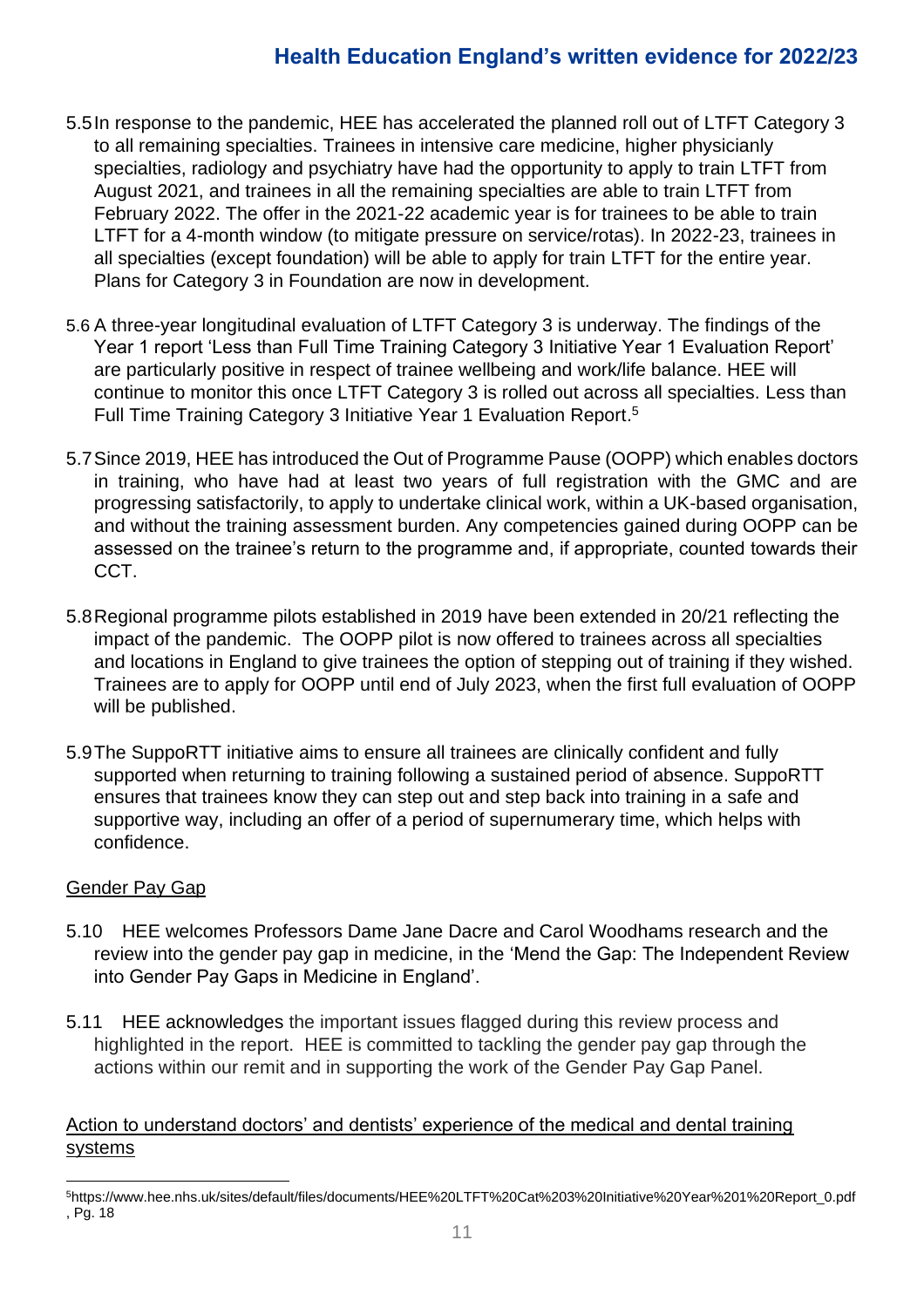5.5 In response to the pandemic, HEE has accelerated the planned roll out of LTFT Category 3 to all remaining specialties. Trainees in intensive care medicine, higher physicianly specialties, radiology and psychiatry have had the opportunity to apply to train LTFT from August 2021, and trainees in all the remaining specialties are able to train LTFT from February 2022. The offer in the 2021-22 academic year is for trainees to be able to train LTFT for a 4-month window (to mitigate pressure on service/rotas). In 2022-23, trainees in all specialties (except foundation) will be able to apply for train LTFT for the entire year. Plans for Category 3 in Foundation are now in development.

5.6 A three-year longitudinal evaluation of LTFT Category 3 is underway. The findings of the Year 1 report 'Less than Full Time Training Category 3 Initiative Year 1 Evaluation Report' are particularly positive in respect of trainee wellbeing and work/life balance. HEE will continue to monitor this once LTFT Category 3 is rolled out across all specialties. Less than Full Time Training Category 3 Initiative Year 1 Evaluation Report.[5]

5.7 Since 2019, HEE has introduced the Out of Programme Pause (OOPP) which enables doctors in training, who have had at least two years of full registration with the GMC and are progressing satisfactorily, to apply to undertake clinical work, within a UK-based organisation, and without the training assessment burden. Any competencies gained during OOPP can be assessed on the trainee's return to the programme and, if appropriate, counted towards their CCT.

5.8 Regional programme pilots established in 2019 have been extended in 20/21 reflecting the impact of the pandemic. The OOPP pilot is now offered to trainees across all specialties and locations in England to give trainees the option of stepping out of training if they wished. Trainees are to apply for OOPP until end of July 2023, when the first full evaluation of OOPP will be published.

5.9 The SuppoRTT initiative aims to ensure all trainees are clinically confident and fully supported when returning to training following a sustained period of absence. SuppoRTT ensures that trainees know they can step out and step back into training in a safe and supportive way, including an offer of a period of supernumerary time, which helps with confidence.

<u>Gender Pay Gap</u>

5.10 HEE welcomes Professors Dame Jane Dacre and Carol Woodhams research and the review into the gender pay gap in medicine, in the 'Mend the Gap: The Independent Review into Gender Pay Gaps in Medicine in England'.

5.11 HEE acknowledges the important issues flagged during this review process and highlighted in the report. HEE is committed to tackling the gender pay gap through the actions within our remit and in supporting the work of the Gender Pay Gap Panel.

<u>Action to understand doctors' and dentists' experience of the medical and dental training systems</u>

[5] https://www.hee.nhs.uk/sites/default/files/documents/HEE%20LTFT%20Cat%203%20Initiative%20Year%201%20Report_0.pdf, Pg. 18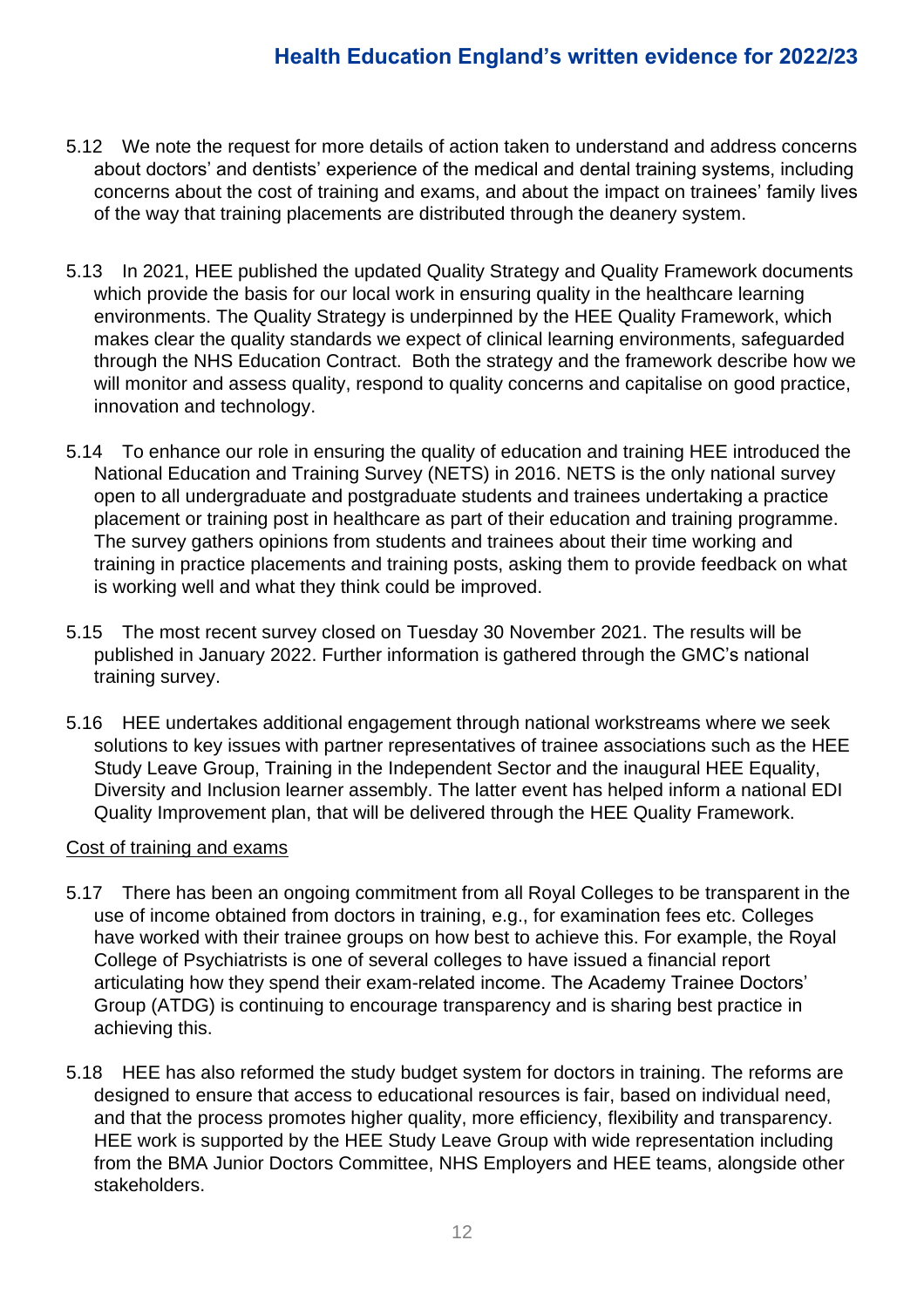5.12 We note the request for more details of action taken to understand and address concerns about doctors' and dentists' experience of the medical and dental training systems, including concerns about the cost of training and exams, and about the impact on trainees' family lives of the way that training placements are distributed through the deanery system.

5.13 In 2021, HEE published the updated Quality Strategy and Quality Framework documents which provide the basis for our local work in ensuring quality in the healthcare learning environments. The Quality Strategy is underpinned by the HEE Quality Framework, which makes clear the quality standards we expect of clinical learning environments, safeguarded through the NHS Education Contract. Both the strategy and the framework describe how we will monitor and assess quality, respond to quality concerns and capitalise on good practice, innovation and technology.

5.14 To enhance our role in ensuring the quality of education and training HEE introduced the National Education and Training Survey (NETS) in 2016. NETS is the only national survey open to all undergraduate and postgraduate students and trainees undertaking a practice placement or training post in healthcare as part of their education and training programme. The survey gathers opinions from students and trainees about their time working and training in practice placements and training posts, asking them to provide feedback on what is working well and what they think could be improved.

5.15 The most recent survey closed on Tuesday 30 November 2021. The results will be published in January 2022. Further information is gathered through the GMC's national training survey.

5.16 HEE undertakes additional engagement through national workstreams where we seek solutions to key issues with partner representatives of trainee associations such as the HEE Study Leave Group, Training in the Independent Sector and the inaugural HEE Equality, Diversity and Inclusion learner assembly. The latter event has helped inform a national EDI Quality Improvement plan, that will be delivered through the HEE Quality Framework.

<u>Cost of training and exams</u>

5.17 There has been an ongoing commitment from all Royal Colleges to be transparent in the use of income obtained from doctors in training, e.g., for examination fees etc. Colleges have worked with their trainee groups on how best to achieve this. For example, the Royal College of Psychiatrists is one of several colleges to have issued a financial report articulating how they spend their exam-related income. The Academy Trainee Doctors' Group (ATDG) is continuing to encourage transparency and is sharing best practice in achieving this.

5.18 HEE has also reformed the study budget system for doctors in training. The reforms are designed to ensure that access to educational resources is fair, based on individual need, and that the process promotes higher quality, more efficiency, flexibility and transparency. HEE work is supported by the HEE Study Leave Group with wide representation including from the BMA Junior Doctors Committee, NHS Employers and HEE teams, alongside other stakeholders.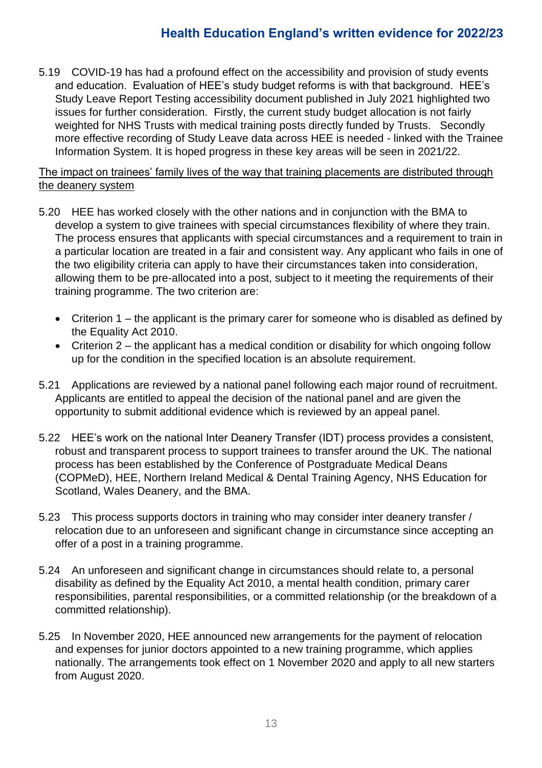5.19 COVID-19 has had a profound effect on the accessibility and provision of study events and education. Evaluation of HEE's study budget reforms is with that background. HEE's Study Leave Report Testing accessibility document published in July 2021 highlighted two issues for further consideration. Firstly, the current study budget allocation is not fairly weighted for NHS Trusts with medical training posts directly funded by Trusts. Secondly more effective recording of Study Leave data across HEE is needed - linked with the Trainee Information System. It is hoped progress in these key areas will be seen in 2021/22.

<u>The impact on trainees' family lives of the way that training placements are distributed through the deanery system</u>

5.20 HEE has worked closely with the other nations and in conjunction with the BMA to develop a system to give trainees with special circumstances flexibility of where they train. The process ensures that applicants with special circumstances and a requirement to train in a particular location are treated in a fair and consistent way. Any applicant who fails in one of the two eligibility criteria can apply to have their circumstances taken into consideration, allowing them to be pre-allocated into a post, subject to it meeting the requirements of their training programme. The two criterion are:

- Criterion 1 – the applicant is the primary carer for someone who is disabled as defined by the Equality Act 2010.
- Criterion 2 – the applicant has a medical condition or disability for which ongoing follow up for the condition in the specified location is an absolute requirement.

5.21 Applications are reviewed by a national panel following each major round of recruitment. Applicants are entitled to appeal the decision of the national panel and are given the opportunity to submit additional evidence which is reviewed by an appeal panel.

5.22 HEE's work on the national Inter Deanery Transfer (IDT) process provides a consistent, robust and transparent process to support trainees to transfer around the UK. The national process has been established by the Conference of Postgraduate Medical Deans (COPMeD), HEE, Northern Ireland Medical & Dental Training Agency, NHS Education for Scotland, Wales Deanery, and the BMA.

5.23 This process supports doctors in training who may consider inter deanery transfer / relocation due to an unforeseen and significant change in circumstance since accepting an offer of a post in a training programme.

5.24 An unforeseen and significant change in circumstances should relate to, a personal disability as defined by the Equality Act 2010, a mental health condition, primary carer responsibilities, parental responsibilities, or a committed relationship (or the breakdown of a committed relationship).

5.25 In November 2020, HEE announced new arrangements for the payment of relocation and expenses for junior doctors appointed to a new training programme, which applies nationally. The arrangements took effect on 1 November 2020 and apply to all new starters from August 2020.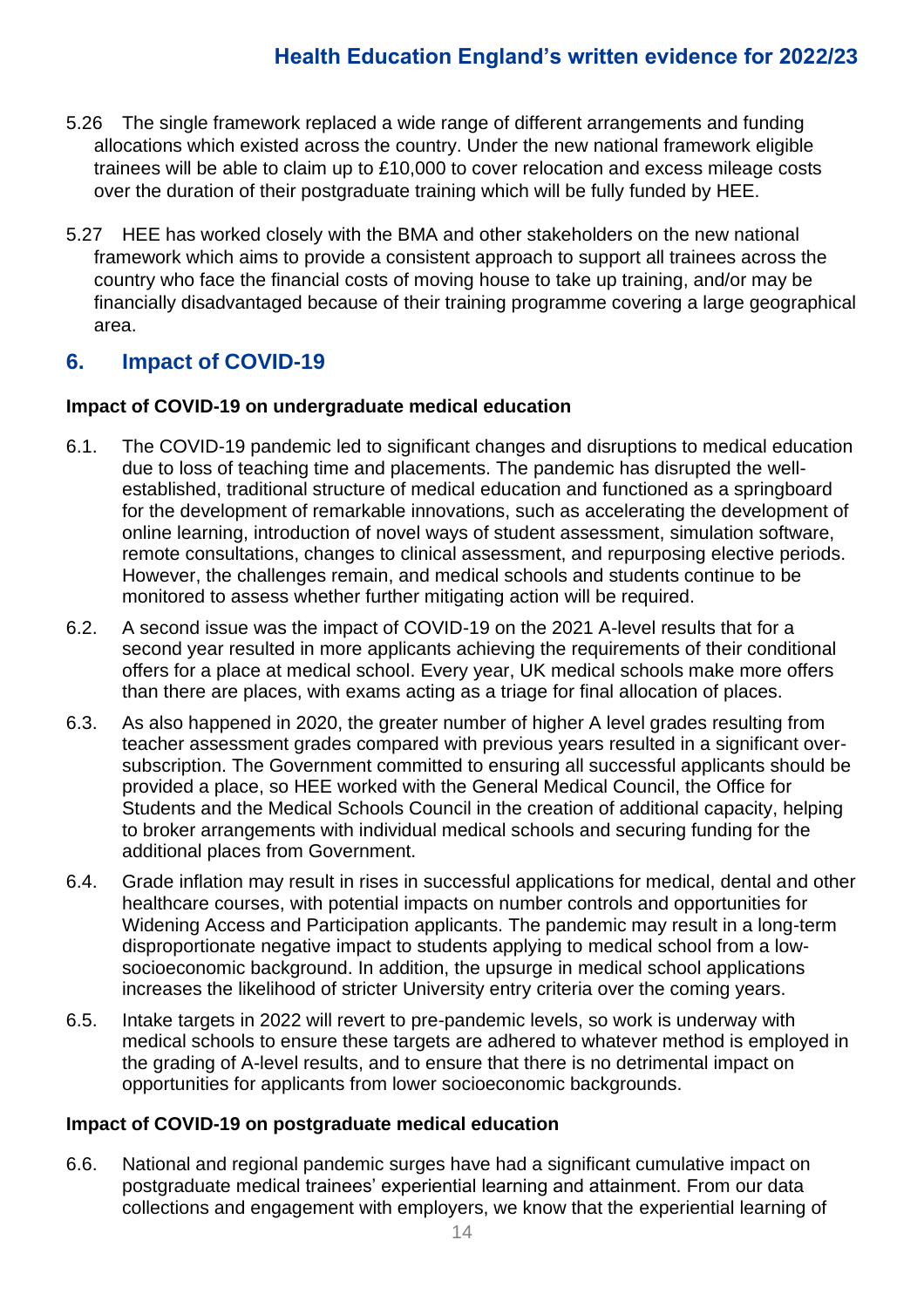5.26 The single framework replaced a wide range of different arrangements and funding allocations which existed across the country. Under the new national framework eligible trainees will be able to claim up to £10,000 to cover relocation and excess mileage costs over the duration of their postgraduate training which will be fully funded by HEE.

5.27 HEE has worked closely with the BMA and other stakeholders on the new national framework which aims to provide a consistent approach to support all trainees across the country who face the financial costs of moving house to take up training, and/or may be financially disadvantaged because of their training programme covering a large geographical area.

## 6. Impact of COVID-19

**Impact of COVID-19 on undergraduate medical education**

6.1. The COVID-19 pandemic led to significant changes and disruptions to medical education due to loss of teaching time and placements. The pandemic has disrupted the well-established, traditional structure of medical education and functioned as a springboard for the development of remarkable innovations, such as accelerating the development of online learning, introduction of novel ways of student assessment, simulation software, remote consultations, changes to clinical assessment, and repurposing elective periods. However, the challenges remain, and medical schools and students continue to be monitored to assess whether further mitigating action will be required.

6.2. A second issue was the impact of COVID-19 on the 2021 A-level results that for a second year resulted in more applicants achieving the requirements of their conditional offers for a place at medical school. Every year, UK medical schools make more offers than there are places, with exams acting as a triage for final allocation of places.

6.3. As also happened in 2020, the greater number of higher A level grades resulting from teacher assessment grades compared with previous years resulted in a significant over-subscription. The Government committed to ensuring all successful applicants should be provided a place, so HEE worked with the General Medical Council, the Office for Students and the Medical Schools Council in the creation of additional capacity, helping to broker arrangements with individual medical schools and securing funding for the additional places from Government.

6.4. Grade inflation may result in rises in successful applications for medical, dental and other healthcare courses, with potential impacts on number controls and opportunities for Widening Access and Participation applicants. The pandemic may result in a long-term disproportionate negative impact to students applying to medical school from a low-socioeconomic background. In addition, the upsurge in medical school applications increases the likelihood of stricter University entry criteria over the coming years.

6.5. Intake targets in 2022 will revert to pre-pandemic levels, so work is underway with medical schools to ensure these targets are adhered to whatever method is employed in the grading of A-level results, and to ensure that there is no detrimental impact on opportunities for applicants from lower socioeconomic backgrounds.

**Impact of COVID-19 on postgraduate medical education**

6.6. National and regional pandemic surges have had a significant cumulative impact on postgraduate medical trainees' experiential learning and attainment. From our data collections and engagement with employers, we know that the experiential learning of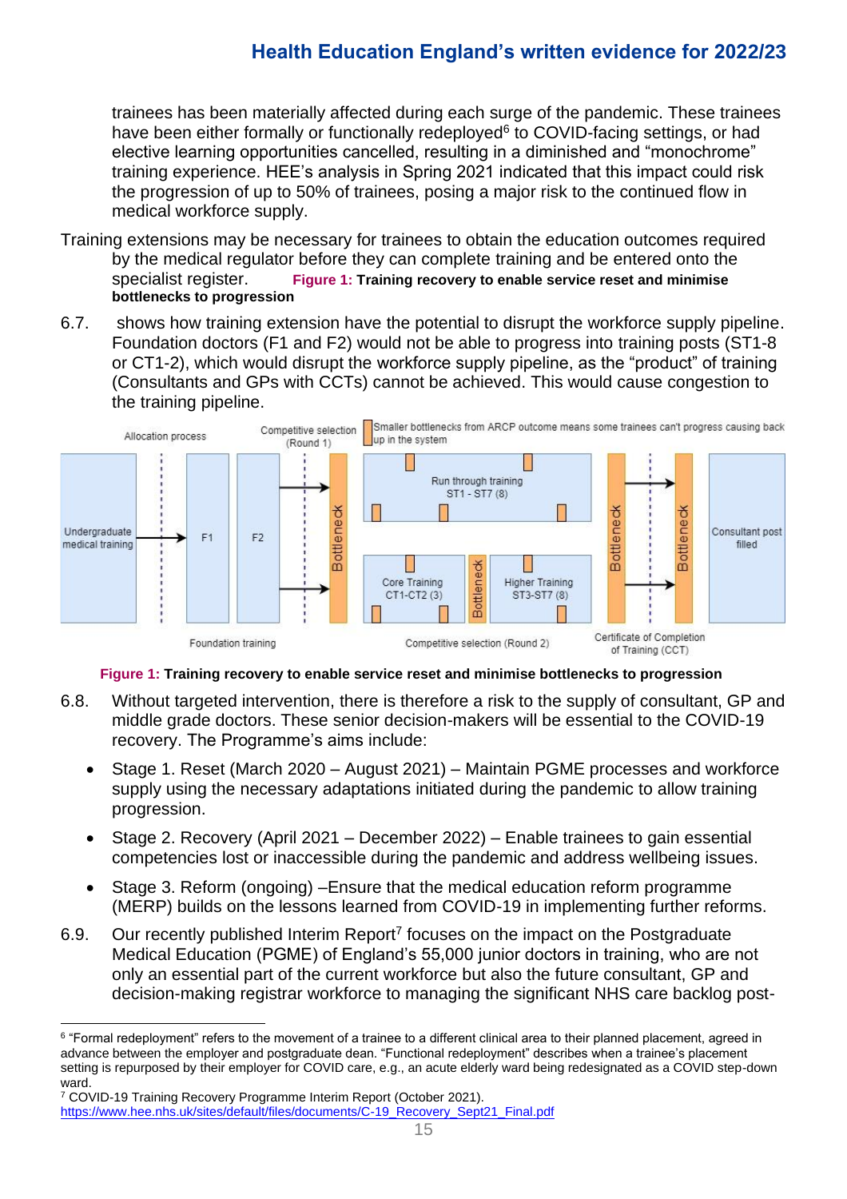trainees has been materially affected during each surge of the pandemic. These trainees have been either formally or functionally redeployed[6] to COVID-facing settings, or had elective learning opportunities cancelled, resulting in a diminished and "monochrome" training experience. HEE's analysis in Spring 2021 indicated that this impact could risk the progression of up to 50% of trainees, posing a major risk to the continued flow in medical workforce supply.

Training extensions may be necessary for trainees to obtain the education outcomes required by the medical regulator before they can complete training and be entered onto the specialist register. **Figure 1: Training recovery to enable service reset and minimise bottlenecks to progression**

6.7. shows how training extension have the potential to disrupt the workforce supply pipeline. Foundation doctors (F1 and F2) would not be able to progress into training posts (ST1-8 or CT1-2), which would disrupt the workforce supply pipeline, as the "product" of training (Consultants and GPs with CCTs) cannot be achieved. This would cause congestion to the training pipeline.

Allocation process | Competitive selection (Round 1) | Smaller bottlenecks from ARCP outcome means some trainees can't progress causing back up in the system

Undergraduate medical training → F1 → F2 → Bottleneck → Run through training ST1 - ST7 (8) / Core Training CT1-CT2 (3) → Bottleneck → Higher Training ST3-ST7 (8) → Bottleneck → Bottleneck → Consultant post filled

Foundation training | Competitive selection (Round 2) | Certificate of Completion of Training (CCT)

**Figure 1: Training recovery to enable service reset and minimise bottlenecks to progression**

6.8. Without targeted intervention, there is therefore a risk to the supply of consultant, GP and middle grade doctors. These senior decision-makers will be essential to the COVID-19 recovery. The Programme's aims include:

- Stage 1. Reset (March 2020 – August 2021) – Maintain PGME processes and workforce supply using the necessary adaptations initiated during the pandemic to allow training progression.
- Stage 2. Recovery (April 2021 – December 2022) – Enable trainees to gain essential competencies lost or inaccessible during the pandemic and address wellbeing issues.
- Stage 3. Reform (ongoing) –Ensure that the medical education reform programme (MERP) builds on the lessons learned from COVID-19 in implementing further reforms.

6.9. Our recently published Interim Report[7] focuses on the impact on the Postgraduate Medical Education (PGME) of England's 55,000 junior doctors in training, who are not only an essential part of the current workforce but also the future consultant, GP and decision-making registrar workforce to managing the significant NHS care backlog post-

---

[6] "Formal redeployment" refers to the movement of a trainee to a different clinical area to their planned placement, agreed in advance between the employer and postgraduate dean. "Functional redeployment" describes when a trainee's placement setting is repurposed by their employer for COVID care, e.g., an acute elderly ward being redesignated as a COVID step-down ward.

[7] COVID-19 Training Recovery Programme Interim Report (October 2021). https://www.hee.nhs.uk/sites/default/files/documents/C-19_Recovery_Sept21_Final.pdf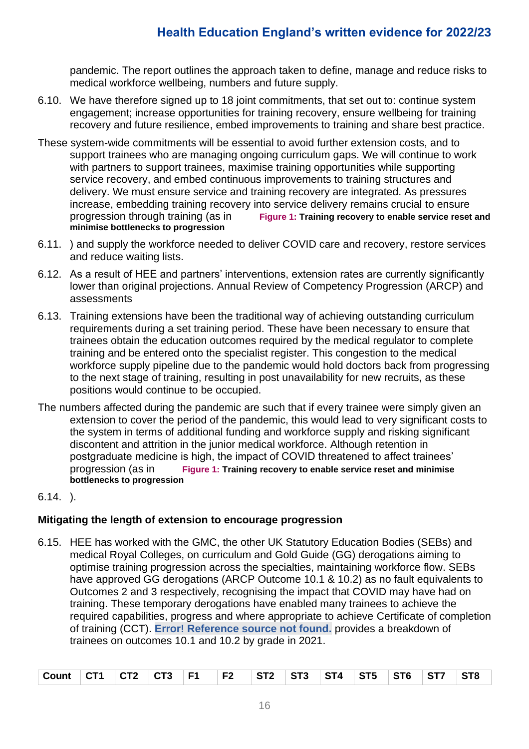pandemic. The report outlines the approach taken to define, manage and reduce risks to medical workforce wellbeing, numbers and future supply.

6.10. We have therefore signed up to 18 joint commitments, that set out to: continue system engagement; increase opportunities for training recovery, ensure wellbeing for training recovery and future resilience, embed improvements to training and share best practice.

These system-wide commitments will be essential to avoid further extension costs, and to support trainees who are managing ongoing curriculum gaps. We will continue to work with partners to support trainees, maximise training opportunities while supporting service recovery, and embed continuous improvements to training structures and delivery. We must ensure service and training recovery are integrated. As pressures increase, embedding training recovery into service delivery remains crucial to ensure progression through training (as in **Figure 1: Training recovery to enable service reset and minimise bottlenecks to progression**

6.11. ) and supply the workforce needed to deliver COVID care and recovery, restore services and reduce waiting lists.

6.12. As a result of HEE and partners' interventions, extension rates are currently significantly lower than original projections. Annual Review of Competency Progression (ARCP) and assessments

6.13. Training extensions have been the traditional way of achieving outstanding curriculum requirements during a set training period. These have been necessary to ensure that trainees obtain the education outcomes required by the medical regulator to complete training and be entered onto the specialist register. This congestion to the medical workforce supply pipeline due to the pandemic would hold doctors back from progressing to the next stage of training, resulting in post unavailability for new recruits, as these positions would continue to be occupied.

The numbers affected during the pandemic are such that if every trainee were simply given an extension to cover the period of the pandemic, this would lead to very significant costs to the system in terms of additional funding and workforce supply and risking significant discontent and attrition in the junior medical workforce. Although retention in postgraduate medicine is high, the impact of COVID threatened to affect trainees' progression (as in **Figure 1: Training recovery to enable service reset and minimise bottlenecks to progression**

6.14. ).

### Mitigating the length of extension to encourage progression

6.15. HEE has worked with the GMC, the other UK Statutory Education Bodies (SEBs) and medical Royal Colleges, on curriculum and Gold Guide (GG) derogations aiming to optimise training progression across the specialties, maintaining workforce flow. SEBs have approved GG derogations (ARCP Outcome 10.1 & 10.2) as no fault equivalents to Outcomes 2 and 3 respectively, recognising the impact that COVID may have had on training. These temporary derogations have enabled many trainees to achieve the required capabilities, progress and where appropriate to achieve Certificate of completion of training (CCT). **Error! Reference source not found.** provides a breakdown of trainees on outcomes 10.1 and 10.2 by grade in 2021.

| Count | CT1 | CT2 | CT3 | F1 | F2 | ST2 | ST3 | ST4 | ST5 | ST6 | ST7 | ST8 |
|---|---|---|---|---|---|---|---|---|---|---|---|---|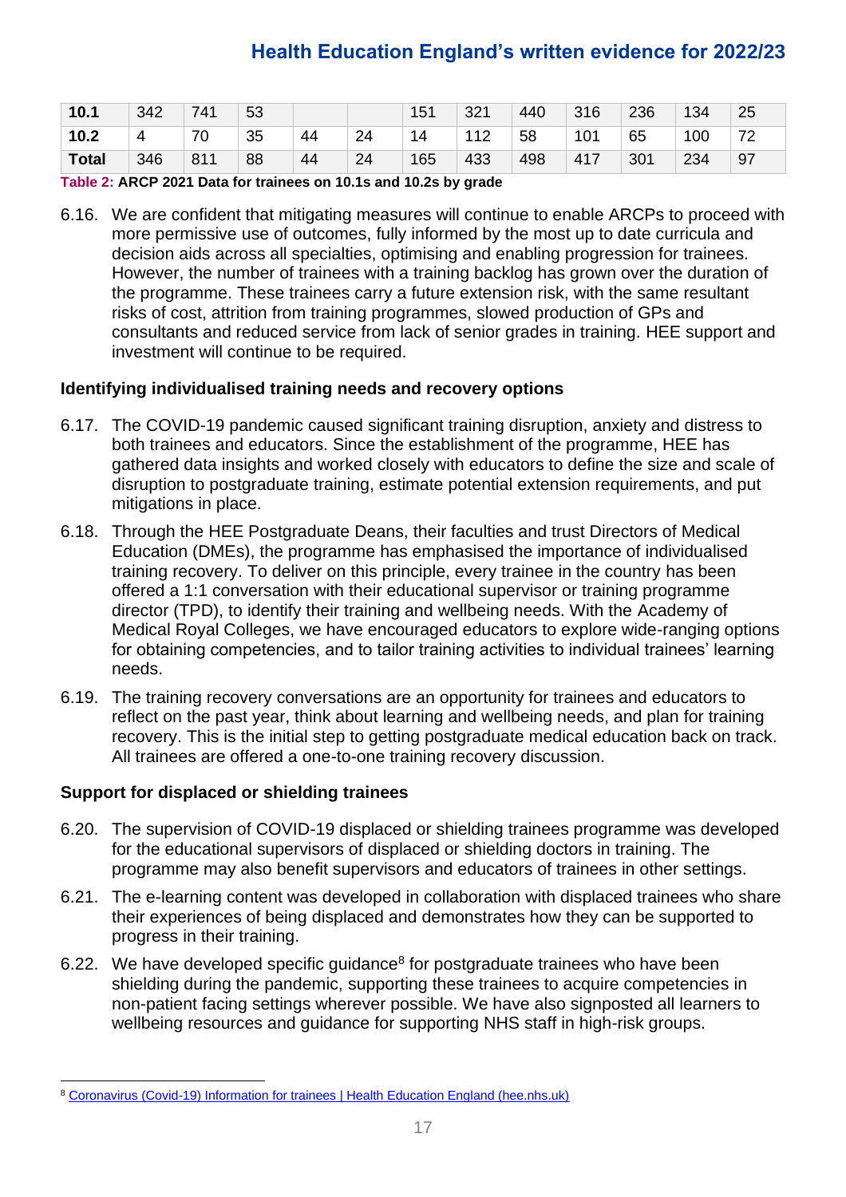| | | | | | | | | | | | | |
|---|---|---|---|---|---|---|---|---|---|---|---|---|
| **10.1** | 342 | 741 | 53 | | | 151 | 321 | 440 | 316 | 236 | 134 | 25 |
| **10.2** | 4 | 70 | 35 | 44 | 24 | 14 | 112 | 58 | 101 | 65 | 100 | 72 |
| **Total** | 346 | 811 | 88 | 44 | 24 | 165 | 433 | 498 | 417 | 301 | 234 | 97 |

**Table 2: ARCP 2021 Data for trainees on 10.1s and 10.2s by grade**

6.16. We are confident that mitigating measures will continue to enable ARCPs to proceed with more permissive use of outcomes, fully informed by the most up to date curricula and decision aids across all specialties, optimising and enabling progression for trainees. However, the number of trainees with a training backlog has grown over the duration of the programme. These trainees carry a future extension risk, with the same resultant risks of cost, attrition from training programmes, slowed production of GPs and consultants and reduced service from lack of senior grades in training. HEE support and investment will continue to be required.

### Identifying individualised training needs and recovery options

6.17. The COVID-19 pandemic caused significant training disruption, anxiety and distress to both trainees and educators. Since the establishment of the programme, HEE has gathered data insights and worked closely with educators to define the size and scale of disruption to postgraduate training, estimate potential extension requirements, and put mitigations in place.

6.18. Through the HEE Postgraduate Deans, their faculties and trust Directors of Medical Education (DMEs), the programme has emphasised the importance of individualised training recovery. To deliver on this principle, every trainee in the country has been offered a 1:1 conversation with their educational supervisor or training programme director (TPD), to identify their training and wellbeing needs. With the Academy of Medical Royal Colleges, we have encouraged educators to explore wide-ranging options for obtaining competencies, and to tailor training activities to individual trainees' learning needs.

6.19. The training recovery conversations are an opportunity for trainees and educators to reflect on the past year, think about learning and wellbeing needs, and plan for training recovery. This is the initial step to getting postgraduate medical education back on track. All trainees are offered a one-to-one training recovery discussion.

### Support for displaced or shielding trainees

6.20. The supervision of COVID-19 displaced or shielding trainees programme was developed for the educational supervisors of displaced or shielding doctors in training. The programme may also benefit supervisors and educators of trainees in other settings.

6.21. The e-learning content was developed in collaboration with displaced trainees who share their experiences of being displaced and demonstrates how they can be supported to progress in their training.

6.22. We have developed specific guidance[8] for postgraduate trainees who have been shielding during the pandemic, supporting these trainees to acquire competencies in non-patient facing settings wherever possible. We have also signposted all learners to wellbeing resources and guidance for supporting NHS staff in high-risk groups.

---

[8] Coronavirus (Covid-19) Information for trainees | Health Education England (hee.nhs.uk)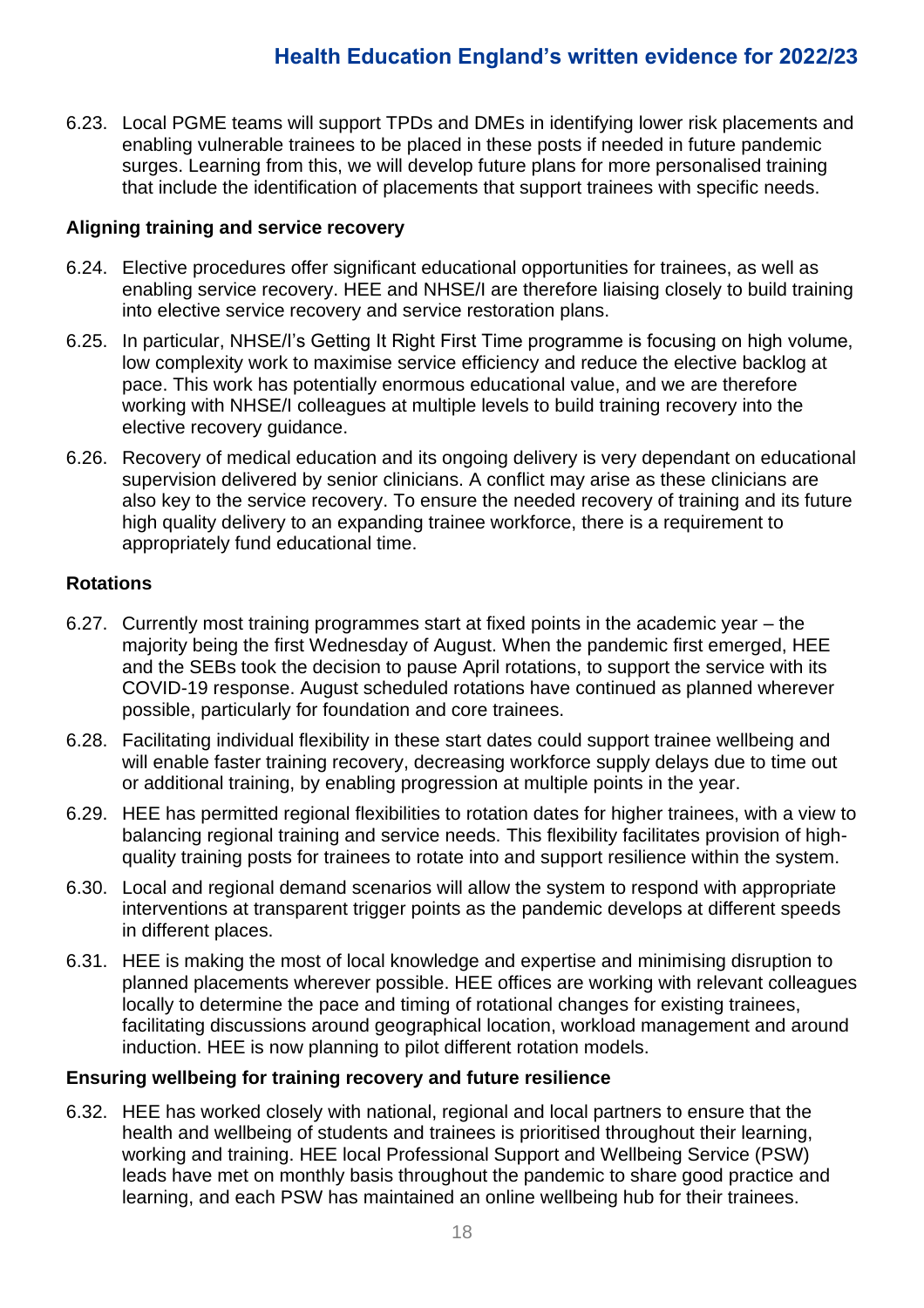6.23. Local PGME teams will support TPDs and DMEs in identifying lower risk placements and enabling vulnerable trainees to be placed in these posts if needed in future pandemic surges. Learning from this, we will develop future plans for more personalised training that include the identification of placements that support trainees with specific needs.

**Aligning training and service recovery**

6.24. Elective procedures offer significant educational opportunities for trainees, as well as enabling service recovery. HEE and NHSE/I are therefore liaising closely to build training into elective service recovery and service restoration plans.

6.25. In particular, NHSE/I's Getting It Right First Time programme is focusing on high volume, low complexity work to maximise service efficiency and reduce the elective backlog at pace. This work has potentially enormous educational value, and we are therefore working with NHSE/I colleagues at multiple levels to build training recovery into the elective recovery guidance.

6.26. Recovery of medical education and its ongoing delivery is very dependant on educational supervision delivered by senior clinicians. A conflict may arise as these clinicians are also key to the service recovery. To ensure the needed recovery of training and its future high quality delivery to an expanding trainee workforce, there is a requirement to appropriately fund educational time.

**Rotations**

6.27. Currently most training programmes start at fixed points in the academic year – the majority being the first Wednesday of August. When the pandemic first emerged, HEE and the SEBs took the decision to pause April rotations, to support the service with its COVID-19 response. August scheduled rotations have continued as planned wherever possible, particularly for foundation and core trainees.

6.28. Facilitating individual flexibility in these start dates could support trainee wellbeing and will enable faster training recovery, decreasing workforce supply delays due to time out or additional training, by enabling progression at multiple points in the year.

6.29. HEE has permitted regional flexibilities to rotation dates for higher trainees, with a view to balancing regional training and service needs. This flexibility facilitates provision of high-quality training posts for trainees to rotate into and support resilience within the system.

6.30. Local and regional demand scenarios will allow the system to respond with appropriate interventions at transparent trigger points as the pandemic develops at different speeds in different places.

6.31. HEE is making the most of local knowledge and expertise and minimising disruption to planned placements wherever possible. HEE offices are working with relevant colleagues locally to determine the pace and timing of rotational changes for existing trainees, facilitating discussions around geographical location, workload management and around induction. HEE is now planning to pilot different rotation models.

**Ensuring wellbeing for training recovery and future resilience**

6.32. HEE has worked closely with national, regional and local partners to ensure that the health and wellbeing of students and trainees is prioritised throughout their learning, working and training. HEE local Professional Support and Wellbeing Service (PSW) leads have met on monthly basis throughout the pandemic to share good practice and learning, and each PSW has maintained an online wellbeing hub for their trainees.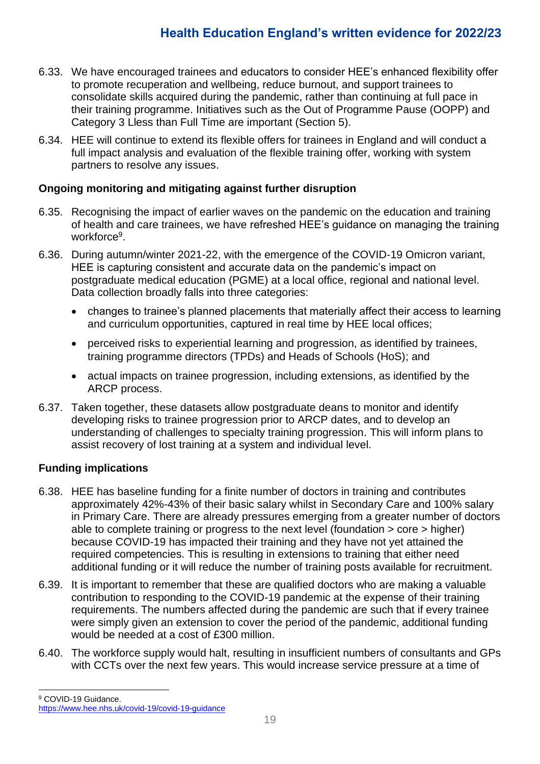6.33. We have encouraged trainees and educators to consider HEE's enhanced flexibility offer to promote recuperation and wellbeing, reduce burnout, and support trainees to consolidate skills acquired during the pandemic, rather than continuing at full pace in their training programme. Initiatives such as the Out of Programme Pause (OOPP) and Category 3 Lless than Full Time are important (Section 5).

6.34. HEE will continue to extend its flexible offers for trainees in England and will conduct a full impact analysis and evaluation of the flexible training offer, working with system partners to resolve any issues.

**Ongoing monitoring and mitigating against further disruption**

6.35. Recognising the impact of earlier waves on the pandemic on the education and training of health and care trainees, we have refreshed HEE's guidance on managing the training workforce[9].

6.36. During autumn/winter 2021-22, with the emergence of the COVID-19 Omicron variant, HEE is capturing consistent and accurate data on the pandemic's impact on postgraduate medical education (PGME) at a local office, regional and national level. Data collection broadly falls into three categories:

- changes to trainee's planned placements that materially affect their access to learning and curriculum opportunities, captured in real time by HEE local offices;
- perceived risks to experiential learning and progression, as identified by trainees, training programme directors (TPDs) and Heads of Schools (HoS); and
- actual impacts on trainee progression, including extensions, as identified by the ARCP process.

6.37. Taken together, these datasets allow postgraduate deans to monitor and identify developing risks to trainee progression prior to ARCP dates, and to develop an understanding of challenges to specialty training progression. This will inform plans to assist recovery of lost training at a system and individual level.

**Funding implications**

6.38. HEE has baseline funding for a finite number of doctors in training and contributes approximately 42%-43% of their basic salary whilst in Secondary Care and 100% salary in Primary Care. There are already pressures emerging from a greater number of doctors able to complete training or progress to the next level (foundation > core > higher) because COVID-19 has impacted their training and they have not yet attained the required competencies. This is resulting in extensions to training that either need additional funding or it will reduce the number of training posts available for recruitment.

6.39. It is important to remember that these are qualified doctors who are making a valuable contribution to responding to the COVID-19 pandemic at the expense of their training requirements. The numbers affected during the pandemic are such that if every trainee were simply given an extension to cover the period of the pandemic, additional funding would be needed at a cost of £300 million.

6.40. The workforce supply would halt, resulting in insufficient numbers of consultants and GPs with CCTs over the next few years. This would increase service pressure at a time of

[9] COVID-19 Guidance. https://www.hee.nhs.uk/covid-19/covid-19-guidance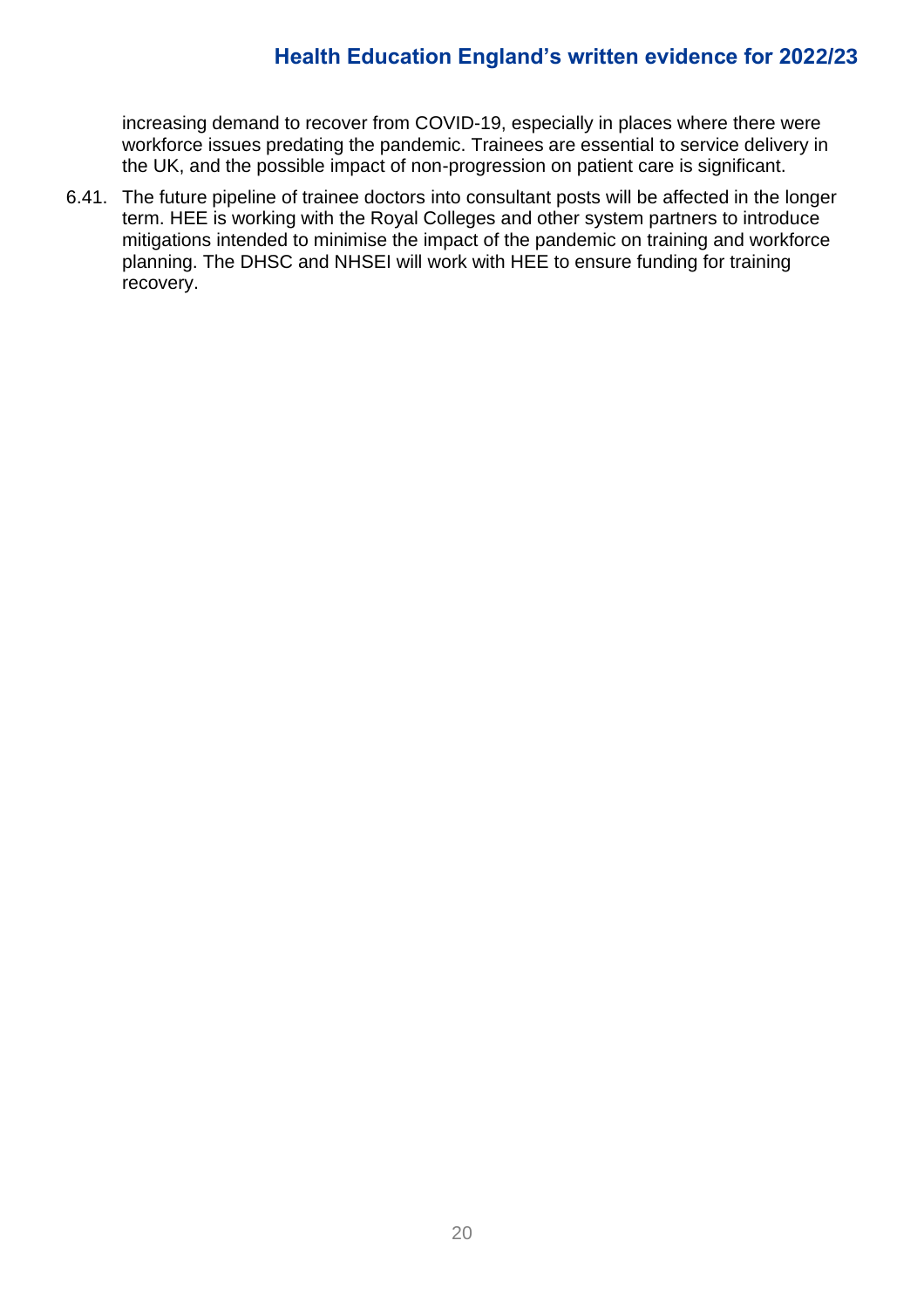increasing demand to recover from COVID-19, especially in places where there were workforce issues predating the pandemic. Trainees are essential to service delivery in the UK, and the possible impact of non-progression on patient care is significant.

6.41. The future pipeline of trainee doctors into consultant posts will be affected in the longer term. HEE is working with the Royal Colleges and other system partners to introduce mitigations intended to minimise the impact of the pandemic on training and workforce planning. The DHSC and NHSEI will work with HEE to ensure funding for training recovery.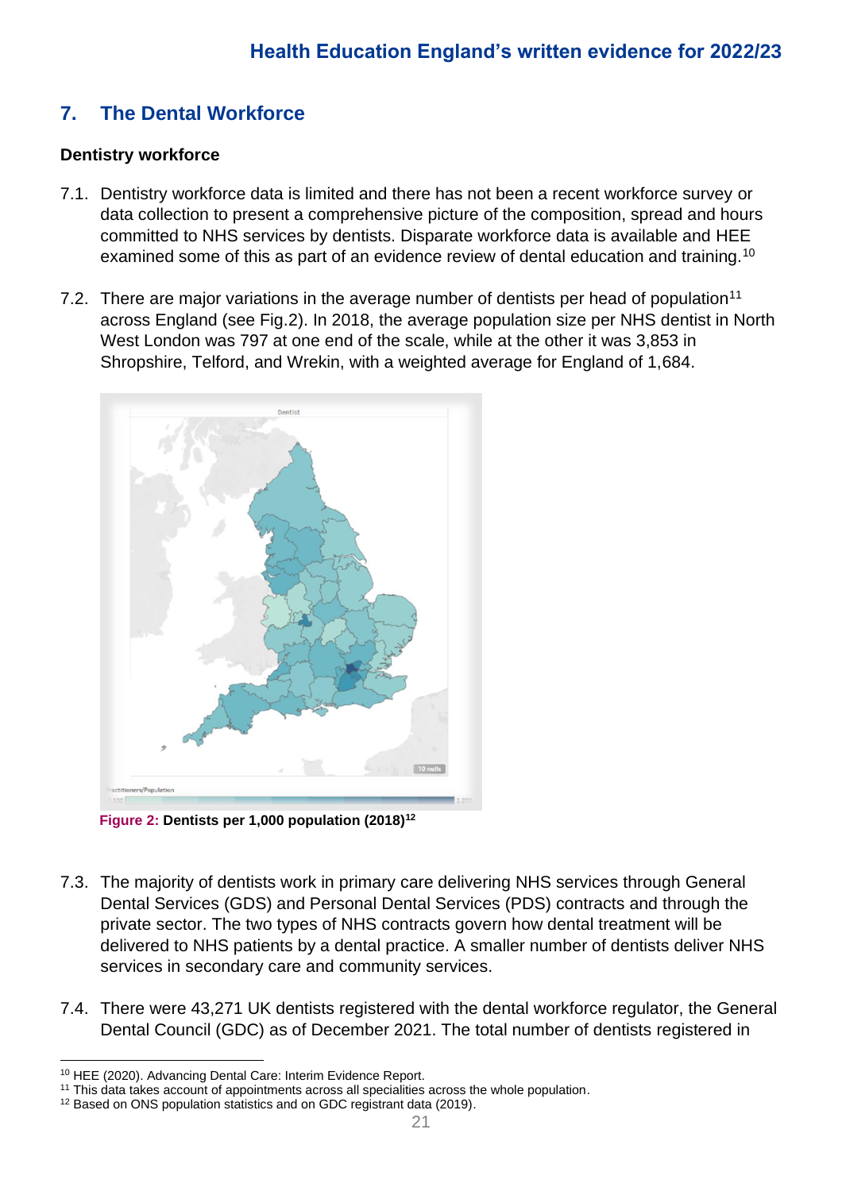## 7. The Dental Workforce

### Dentistry workforce

7.1. Dentistry workforce data is limited and there has not been a recent workforce survey or data collection to present a comprehensive picture of the composition, spread and hours committed to NHS services by dentists. Disparate workforce data is available and HEE examined some of this as part of an evidence review of dental education and training.[10]

7.2. There are major variations in the average number of dentists per head of population[11] across England (see Fig.2). In 2018, the average population size per NHS dentist in North West London was 797 at one end of the scale, while at the other it was 3,853 in Shropshire, Telford, and Wrekin, with a weighted average for England of 1,684.

**Figure 2: Dentists per 1,000 population (2018)[12]**

7.3. The majority of dentists work in primary care delivering NHS services through General Dental Services (GDS) and Personal Dental Services (PDS) contracts and through the private sector. The two types of NHS contracts govern how dental treatment will be delivered to NHS patients by a dental practice. A smaller number of dentists deliver NHS services in secondary care and community services.

7.4. There were 43,271 UK dentists registered with the dental workforce regulator, the General Dental Council (GDC) as of December 2021. The total number of dentists registered in

---

[10] HEE (2020). Advancing Dental Care: Interim Evidence Report.

[11] This data takes account of appointments across all specialities across the whole population.

[12] Based on ONS population statistics and on GDC registrant data (2019).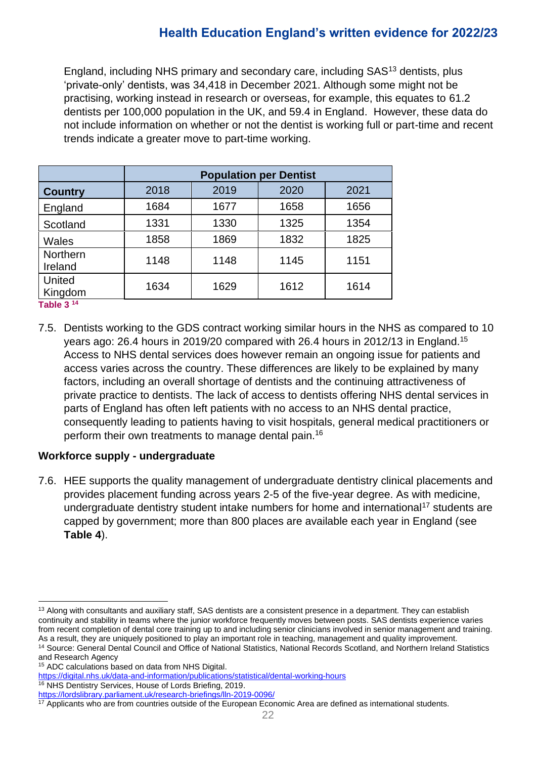England, including NHS primary and secondary care, including SAS[13] dentists, plus 'private-only' dentists, was 34,418 in December 2021. Although some might not be practising, working instead in research or overseas, for example, this equates to 61.2 dentists per 100,000 population in the UK, and 59.4 in England. However, these data do not include information on whether or not the dentist is working full or part-time and recent trends indicate a greater move to part-time working.

| | Population per Dentist | | | |
|---|---|---|---|---|
| **Country** | 2018 | 2019 | 2020 | 2021 |
| England | 1684 | 1677 | 1658 | 1656 |
| Scotland | 1331 | 1330 | 1325 | 1354 |
| Wales | 1858 | 1869 | 1832 | 1825 |
| Northern Ireland | 1148 | 1148 | 1145 | 1151 |
| United Kingdom | 1634 | 1629 | 1612 | 1614 |

**Table 3** [14]

7.5. Dentists working to the GDS contract working similar hours in the NHS as compared to 10 years ago: 26.4 hours in 2019/20 compared with 26.4 hours in 2012/13 in England.[15] Access to NHS dental services does however remain an ongoing issue for patients and access varies across the country. These differences are likely to be explained by many factors, including an overall shortage of dentists and the continuing attractiveness of private practice to dentists. The lack of access to dentists offering NHS dental services in parts of England has often left patients with no access to an NHS dental practice, consequently leading to patients having to visit hospitals, general medical practitioners or perform their own treatments to manage dental pain.[16]

**Workforce supply - undergraduate**

7.6. HEE supports the quality management of undergraduate dentistry clinical placements and provides placement funding across years 2-5 of the five-year degree. As with medicine, undergraduate dentistry student intake numbers for home and international[17] students are capped by government; more than 800 places are available each year in England (see **Table 4**).

---

[13] Along with consultants and auxiliary staff, SAS dentists are a consistent presence in a department. They can establish continuity and stability in teams where the junior workforce frequently moves between posts. SAS dentists experience varies from recent completion of dental core training up to and including senior clinicians involved in senior management and training. As a result, they are uniquely positioned to play an important role in teaching, management and quality improvement.

[14] Source: General Dental Council and Office of National Statistics, National Records Scotland, and Northern Ireland Statistics and Research Agency

[15] ADC calculations based on data from NHS Digital. https://digital.nhs.uk/data-and-information/publications/statistical/dental-working-hours

[16] NHS Dentistry Services, House of Lords Briefing, 2019. https://lordslibrary.parliament.uk/research-briefings/lln-2019-0096/

[17] Applicants who are from countries outside of the European Economic Area are defined as international students.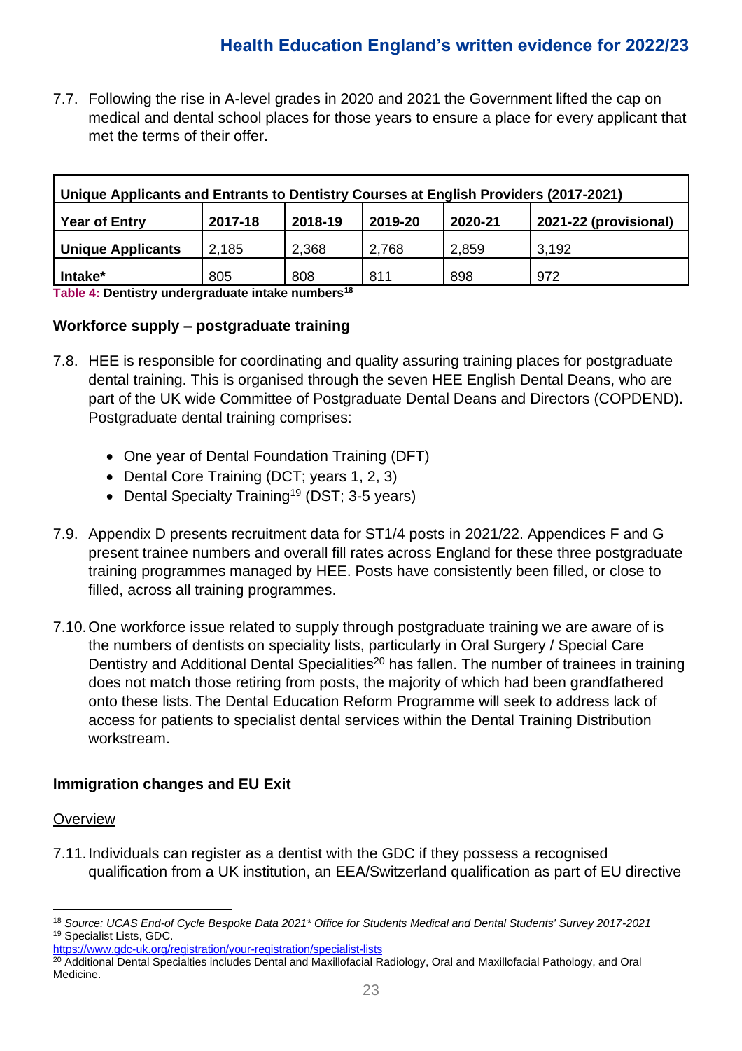7.7. Following the rise in A-level grades in 2020 and 2021 the Government lifted the cap on medical and dental school places for those years to ensure a place for every applicant that met the terms of their offer.

| Unique Applicants and Entrants to Dentistry Courses at English Providers (2017-2021) | | | | | |
|---|---|---|---|---|---|
| **Year of Entry** | **2017-18** | **2018-19** | **2019-20** | **2020-21** | **2021-22 (provisional)** |
| **Unique Applicants** | 2,185 | 2,368 | 2,768 | 2,859 | 3,192 |
| **Intake*** | 805 | 808 | 811 | 898 | 972 |

**Table 4: Dentistry undergraduate intake numbers[18]**

### Workforce supply – postgraduate training

7.8. HEE is responsible for coordinating and quality assuring training places for postgraduate dental training. This is organised through the seven HEE English Dental Deans, who are part of the UK wide Committee of Postgraduate Dental Deans and Directors (COPDEND). Postgraduate dental training comprises:

- One year of Dental Foundation Training (DFT)
- Dental Core Training (DCT; years 1, 2, 3)
- Dental Specialty Training[19] (DST; 3-5 years)

7.9. Appendix D presents recruitment data for ST1/4 posts in 2021/22. Appendices F and G present trainee numbers and overall fill rates across England for these three postgraduate training programmes managed by HEE. Posts have consistently been filled, or close to filled, across all training programmes.

7.10. One workforce issue related to supply through postgraduate training we are aware of is the numbers of dentists on speciality lists, particularly in Oral Surgery / Special Care Dentistry and Additional Dental Specialities[20] has fallen. The number of trainees in training does not match those retiring from posts, the majority of which had been grandfathered onto these lists. The Dental Education Reform Programme will seek to address lack of access for patients to specialist dental services within the Dental Training Distribution workstream.

### Immigration changes and EU Exit

Overview

7.11. Individuals can register as a dentist with the GDC if they possess a recognised qualification from a UK institution, an EEA/Switzerland qualification as part of EU directive

---

[18] *Source: UCAS End-of Cycle Bespoke Data 2021* Office for Students Medical and Dental Students' Survey 2017-2021*

[19] Specialist Lists, GDC. https://www.gdc-uk.org/registration/your-registration/specialist-lists

[20] Additional Dental Specialties includes Dental and Maxillofacial Radiology, Oral and Maxillofacial Pathology, and Oral Medicine.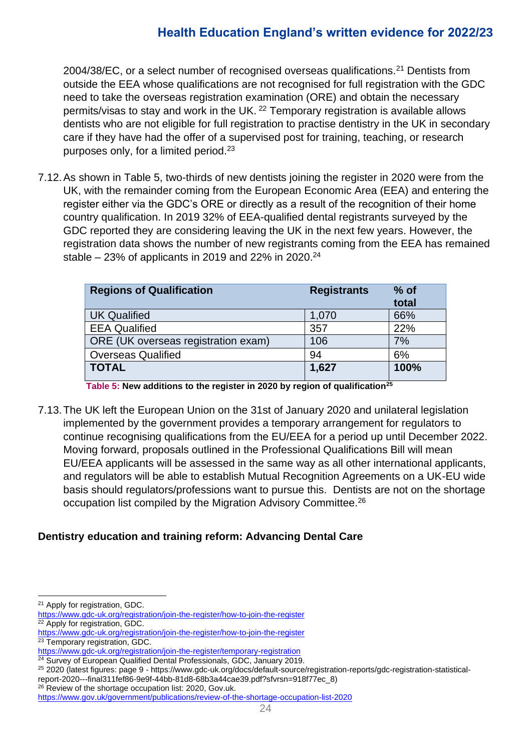2004/38/EC, or a select number of recognised overseas qualifications.[21] Dentists from outside the EEA whose qualifications are not recognised for full registration with the GDC need to take the overseas registration examination (ORE) and obtain the necessary permits/visas to stay and work in the UK. [22] Temporary registration is available allows dentists who are not eligible for full registration to practise dentistry in the UK in secondary care if they have had the offer of a supervised post for training, teaching, or research purposes only, for a limited period.[23]

7.12. As shown in Table 5, two-thirds of new dentists joining the register in 2020 were from the UK, with the remainder coming from the European Economic Area (EEA) and entering the register either via the GDC's ORE or directly as a result of the recognition of their home country qualification. In 2019 32% of EEA-qualified dental registrants surveyed by the GDC reported they are considering leaving the UK in the next few years. However, the registration data shows the number of new registrants coming from the EEA has remained stable – 23% of applicants in 2019 and 22% in 2020.[24]

| Regions of Qualification | Registrants | % of total |
|---|---|---|
| UK Qualified | 1,070 | 66% |
| EEA Qualified | 357 | 22% |
| ORE (UK overseas registration exam) | 106 | 7% |
| Overseas Qualified | 94 | 6% |
| **TOTAL** | **1,627** | **100%** |

**Table 5: New additions to the register in 2020 by region of qualification[25]**

7.13. The UK left the European Union on the 31st of January 2020 and unilateral legislation implemented by the government provides a temporary arrangement for regulators to continue recognising qualifications from the EU/EEA for a period up until December 2022. Moving forward, proposals outlined in the Professional Qualifications Bill will mean EU/EEA applicants will be assessed in the same way as all other international applicants, and regulators will be able to establish Mutual Recognition Agreements on a UK-EU wide basis should regulators/professions want to pursue this. Dentists are not on the shortage occupation list compiled by the Migration Advisory Committee.[26]

### Dentistry education and training reform: Advancing Dental Care

---

[21] Apply for registration, GDC. https://www.gdc-uk.org/registration/join-the-register/how-to-join-the-register

[22] Apply for registration, GDC. https://www.gdc-uk.org/registration/join-the-register/how-to-join-the-register

[23] Temporary registration, GDC. https://www.gdc-uk.org/registration/join-the-register/temporary-registration

[24] Survey of European Qualified Dental Professionals, GDC, January 2019.

[25] 2020 (latest figures: page 9 - https://www.gdc-uk.org/docs/default-source/registration-reports/gdc-registration-statistical-report-2020---final311fef86-9e9f-44bb-81d8-68b3a44cae39.pdf?sfvrsn=918f77ec_8)

[26] Review of the shortage occupation list: 2020, Gov.uk. https://www.gov.uk/government/publications/review-of-the-shortage-occupation-list-2020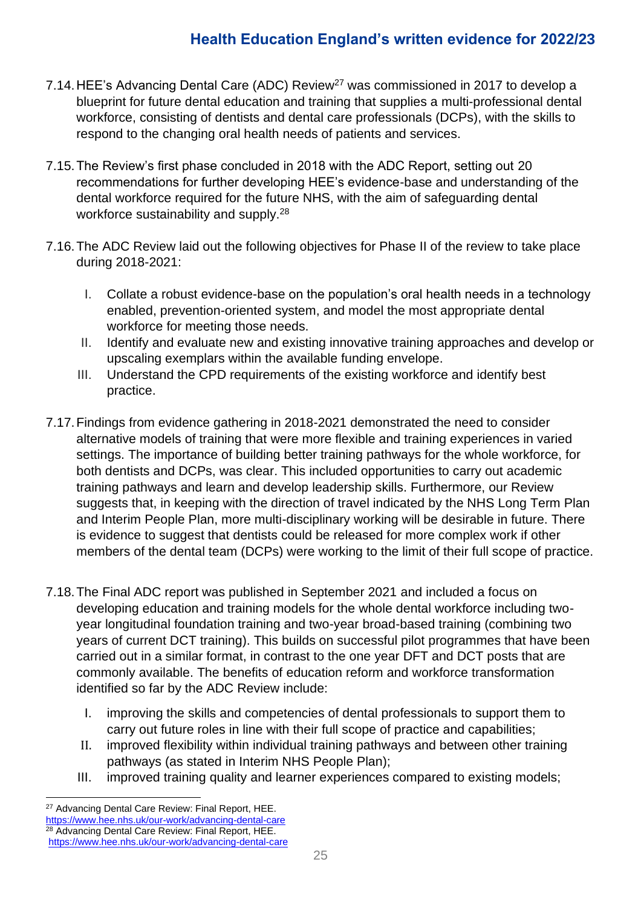7.14. HEE's Advancing Dental Care (ADC) Review[27] was commissioned in 2017 to develop a blueprint for future dental education and training that supplies a multi-professional dental workforce, consisting of dentists and dental care professionals (DCPs), with the skills to respond to the changing oral health needs of patients and services.

7.15. The Review's first phase concluded in 2018 with the ADC Report, setting out 20 recommendations for further developing HEE's evidence-base and understanding of the dental workforce required for the future NHS, with the aim of safeguarding dental workforce sustainability and supply.[28]

7.16. The ADC Review laid out the following objectives for Phase II of the review to take place during 2018-2021:

I. Collate a robust evidence-base on the population's oral health needs in a technology enabled, prevention-oriented system, and model the most appropriate dental workforce for meeting those needs.
II. Identify and evaluate new and existing innovative training approaches and develop or upscaling exemplars within the available funding envelope.
III. Understand the CPD requirements of the existing workforce and identify best practice.

7.17. Findings from evidence gathering in 2018-2021 demonstrated the need to consider alternative models of training that were more flexible and training experiences in varied settings. The importance of building better training pathways for the whole workforce, for both dentists and DCPs, was clear. This included opportunities to carry out academic training pathways and learn and develop leadership skills. Furthermore, our Review suggests that, in keeping with the direction of travel indicated by the NHS Long Term Plan and Interim People Plan, more multi-disciplinary working will be desirable in future. There is evidence to suggest that dentists could be released for more complex work if other members of the dental team (DCPs) were working to the limit of their full scope of practice.

7.18. The Final ADC report was published in September 2021 and included a focus on developing education and training models for the whole dental workforce including two-year longitudinal foundation training and two-year broad-based training (combining two years of current DCT training). This builds on successful pilot programmes that have been carried out in a similar format, in contrast to the one year DFT and DCT posts that are commonly available. The benefits of education reform and workforce transformation identified so far by the ADC Review include:

I. improving the skills and competencies of dental professionals to support them to carry out future roles in line with their full scope of practice and capabilities;
II. improved flexibility within individual training pathways and between other training pathways (as stated in Interim NHS People Plan);
III. improved training quality and learner experiences compared to existing models;

---

[27] Advancing Dental Care Review: Final Report, HEE. https://www.hee.nhs.uk/our-work/advancing-dental-care

[28] Advancing Dental Care Review: Final Report, HEE. https://www.hee.nhs.uk/our-work/advancing-dental-care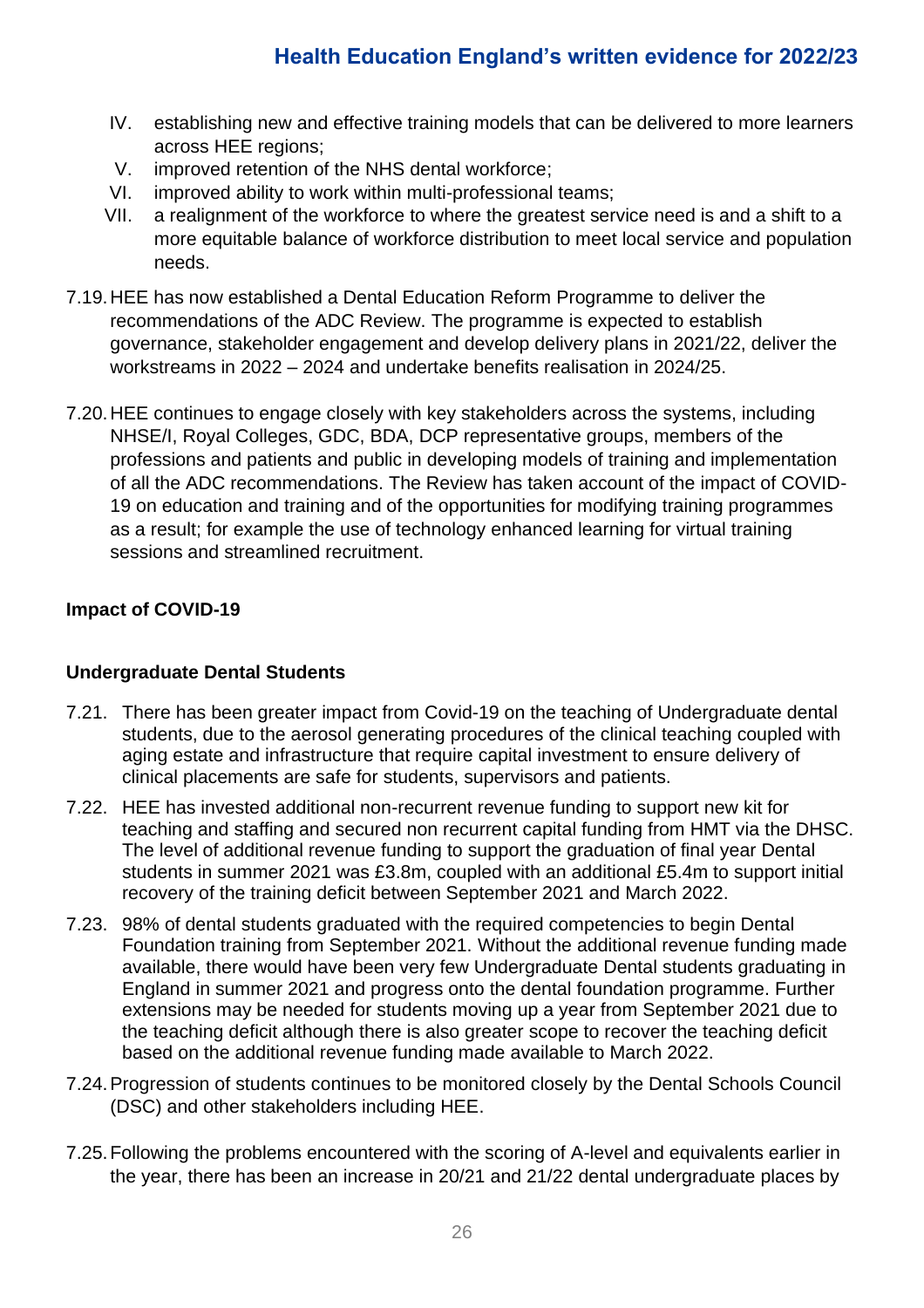IV. establishing new and effective training models that can be delivered to more learners across HEE regions;
V. improved retention of the NHS dental workforce;
VI. improved ability to work within multi-professional teams;
VII. a realignment of the workforce to where the greatest service need is and a shift to a more equitable balance of workforce distribution to meet local service and population needs.

7.19. HEE has now established a Dental Education Reform Programme to deliver the recommendations of the ADC Review. The programme is expected to establish governance, stakeholder engagement and develop delivery plans in 2021/22, deliver the workstreams in 2022 – 2024 and undertake benefits realisation in 2024/25.

7.20. HEE continues to engage closely with key stakeholders across the systems, including NHSE/I, Royal Colleges, GDC, BDA, DCP representative groups, members of the professions and patients and public in developing models of training and implementation of all the ADC recommendations. The Review has taken account of the impact of COVID-19 on education and training and of the opportunities for modifying training programmes as a result; for example the use of technology enhanced learning for virtual training sessions and streamlined recruitment.

**Impact of COVID-19**

**Undergraduate Dental Students**

7.21. There has been greater impact from Covid-19 on the teaching of Undergraduate dental students, due to the aerosol generating procedures of the clinical teaching coupled with aging estate and infrastructure that require capital investment to ensure delivery of clinical placements are safe for students, supervisors and patients.

7.22. HEE has invested additional non-recurrent revenue funding to support new kit for teaching and staffing and secured non recurrent capital funding from HMT via the DHSC. The level of additional revenue funding to support the graduation of final year Dental students in summer 2021 was £3.8m, coupled with an additional £5.4m to support initial recovery of the training deficit between September 2021 and March 2022.

7.23. 98% of dental students graduated with the required competencies to begin Dental Foundation training from September 2021. Without the additional revenue funding made available, there would have been very few Undergraduate Dental students graduating in England in summer 2021 and progress onto the dental foundation programme. Further extensions may be needed for students moving up a year from September 2021 due to the teaching deficit although there is also greater scope to recover the teaching deficit based on the additional revenue funding made available to March 2022.

7.24. Progression of students continues to be monitored closely by the Dental Schools Council (DSC) and other stakeholders including HEE.

7.25. Following the problems encountered with the scoring of A-level and equivalents earlier in the year, there has been an increase in 20/21 and 21/22 dental undergraduate places by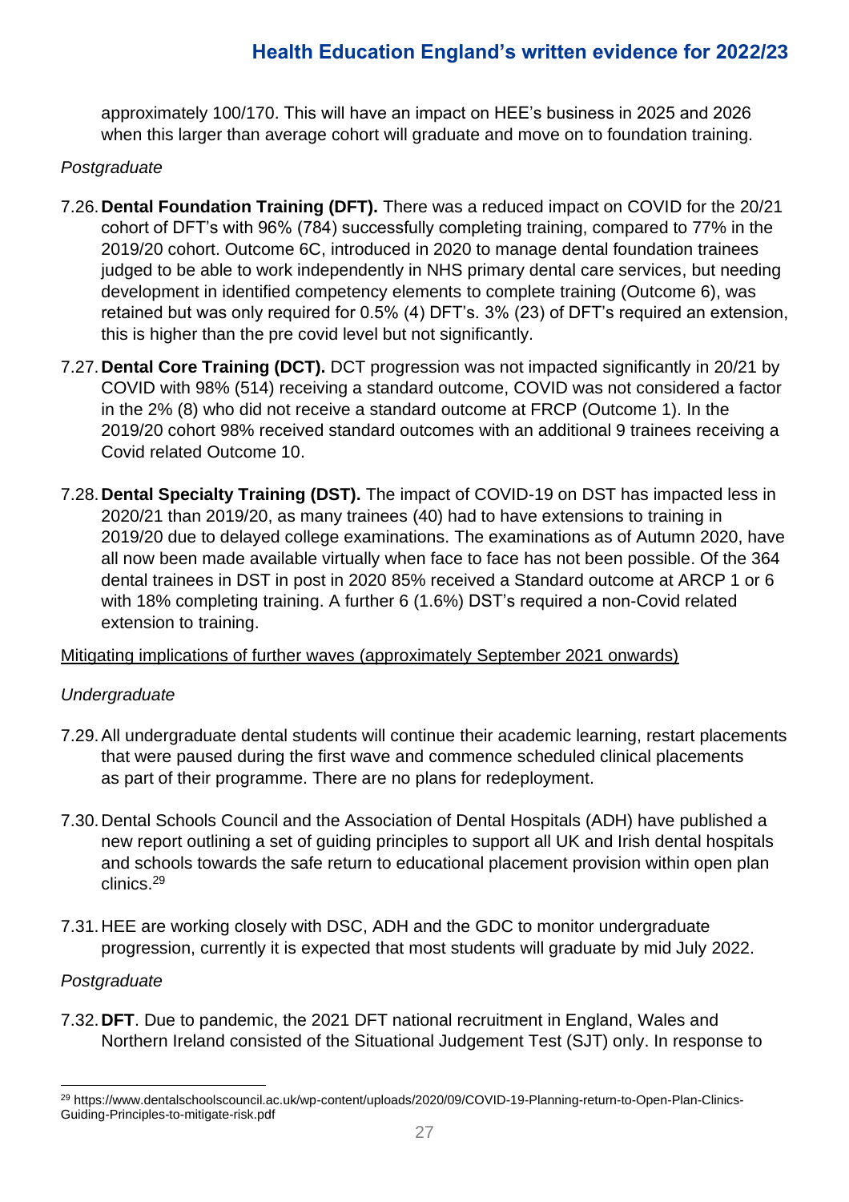approximately 100/170. This will have an impact on HEE's business in 2025 and 2026 when this larger than average cohort will graduate and move on to foundation training.

*Postgraduate*

7.26. **Dental Foundation Training (DFT).** There was a reduced impact on COVID for the 20/21 cohort of DFT's with 96% (784) successfully completing training, compared to 77% in the 2019/20 cohort. Outcome 6C, introduced in 2020 to manage dental foundation trainees judged to be able to work independently in NHS primary dental care services, but needing development in identified competency elements to complete training (Outcome 6), was retained but was only required for 0.5% (4) DFT's. 3% (23) of DFT's required an extension, this is higher than the pre covid level but not significantly.

7.27. **Dental Core Training (DCT).** DCT progression was not impacted significantly in 20/21 by COVID with 98% (514) receiving a standard outcome, COVID was not considered a factor in the 2% (8) who did not receive a standard outcome at FRCP (Outcome 1). In the 2019/20 cohort 98% received standard outcomes with an additional 9 trainees receiving a Covid related Outcome 10.

7.28. **Dental Specialty Training (DST).** The impact of COVID-19 on DST has impacted less in 2020/21 than 2019/20, as many trainees (40) had to have extensions to training in 2019/20 due to delayed college examinations. The examinations as of Autumn 2020, have all now been made available virtually when face to face has not been possible. Of the 364 dental trainees in DST in post in 2020 85% received a Standard outcome at ARCP 1 or 6 with 18% completing training. A further 6 (1.6%) DST's required a non-Covid related extension to training.

<u>Mitigating implications of further waves (approximately September 2021 onwards)</u>

*Undergraduate*

7.29. All undergraduate dental students will continue their academic learning, restart placements that were paused during the first wave and commence scheduled clinical placements as part of their programme. There are no plans for redeployment.

7.30. Dental Schools Council and the Association of Dental Hospitals (ADH) have published a new report outlining a set of guiding principles to support all UK and Irish dental hospitals and schools towards the safe return to educational placement provision within open plan clinics.[29]

7.31. HEE are working closely with DSC, ADH and the GDC to monitor undergraduate progression, currently it is expected that most students will graduate by mid July 2022.

*Postgraduate*

7.32. **DFT**. Due to pandemic, the 2021 DFT national recruitment in England, Wales and Northern Ireland consisted of the Situational Judgement Test (SJT) only. In response to

---

[29] https://www.dentalschoolscouncil.ac.uk/wp-content/uploads/2020/09/COVID-19-Planning-return-to-Open-Plan-Clinics-Guiding-Principles-to-mitigate-risk.pdf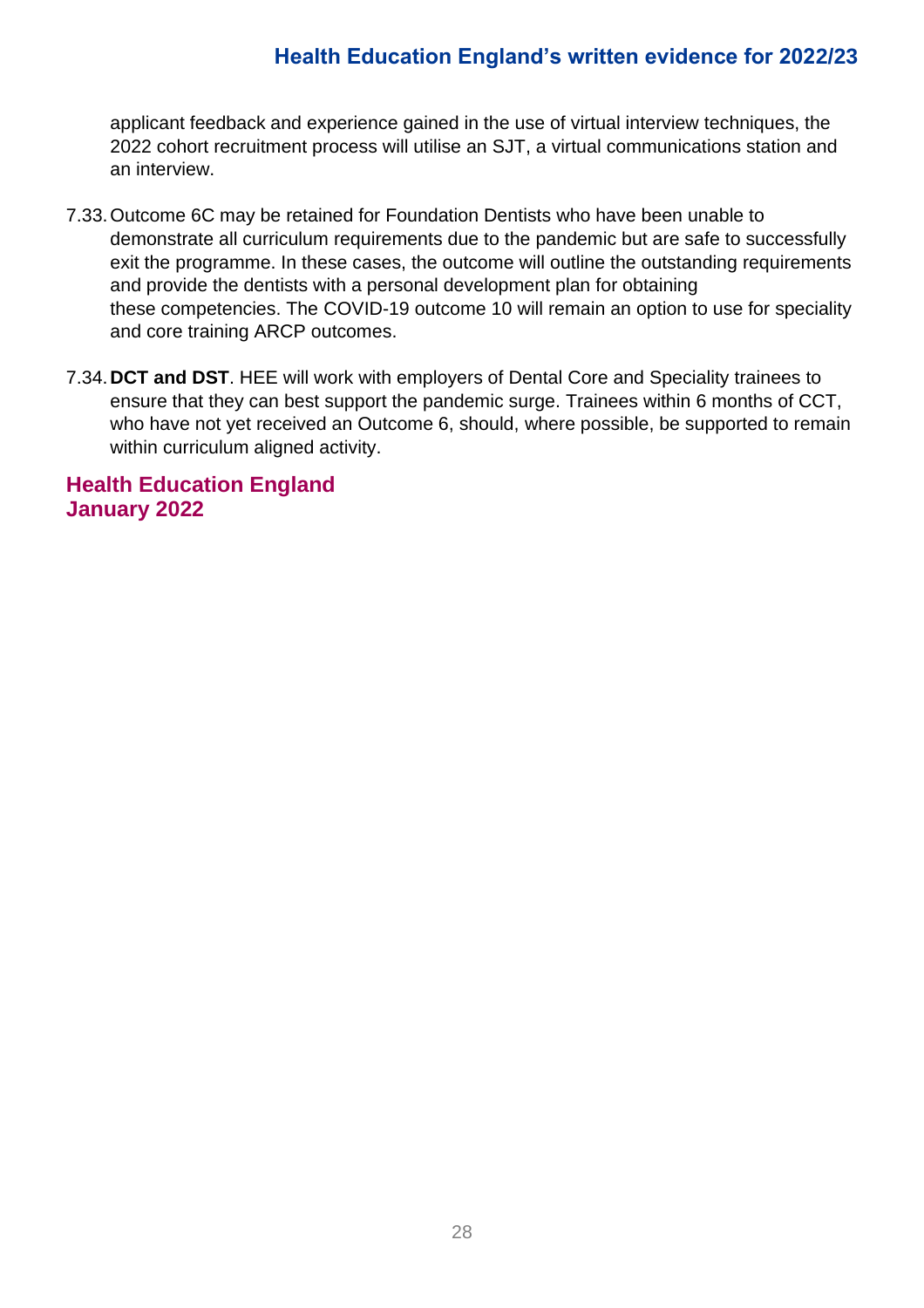applicant feedback and experience gained in the use of virtual interview techniques, the 2022 cohort recruitment process will utilise an SJT, a virtual communications station and an interview.

7.33. Outcome 6C may be retained for Foundation Dentists who have been unable to demonstrate all curriculum requirements due to the pandemic but are safe to successfully exit the programme. In these cases, the outcome will outline the outstanding requirements and provide the dentists with a personal development plan for obtaining these competencies. The COVID-19 outcome 10 will remain an option to use for speciality and core training ARCP outcomes.

7.34. **DCT and DST**. HEE will work with employers of Dental Core and Speciality trainees to ensure that they can best support the pandemic surge. Trainees within 6 months of CCT, who have not yet received an Outcome 6, should, where possible, be supported to remain within curriculum aligned activity.

**Health Education England**
**January 2022**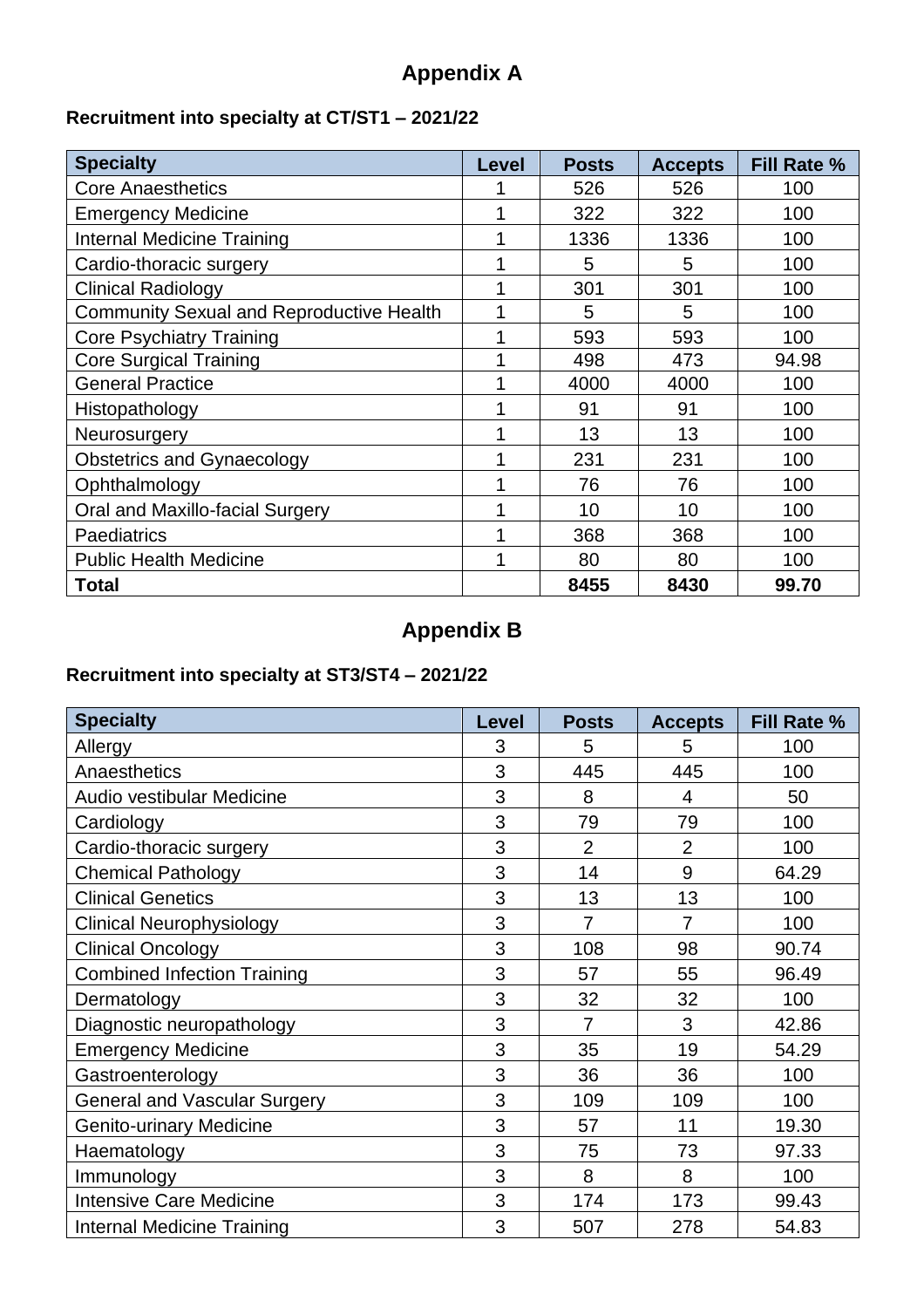# Appendix A

**Recruitment into specialty at CT/ST1 – 2021/22**

| Specialty | Level | Posts | Accepts | Fill Rate % |
|---|---|---|---|---|
| Core Anaesthetics | 1 | 526 | 526 | 100 |
| Emergency Medicine | 1 | 322 | 322 | 100 |
| Internal Medicine Training | 1 | 1336 | 1336 | 100 |
| Cardio-thoracic surgery | 1 | 5 | 5 | 100 |
| Clinical Radiology | 1 | 301 | 301 | 100 |
| Community Sexual and Reproductive Health | 1 | 5 | 5 | 100 |
| Core Psychiatry Training | 1 | 593 | 593 | 100 |
| Core Surgical Training | 1 | 498 | 473 | 94.98 |
| General Practice | 1 | 4000 | 4000 | 100 |
| Histopathology | 1 | 91 | 91 | 100 |
| Neurosurgery | 1 | 13 | 13 | 100 |
| Obstetrics and Gynaecology | 1 | 231 | 231 | 100 |
| Ophthalmology | 1 | 76 | 76 | 100 |
| Oral and Maxillo-facial Surgery | 1 | 10 | 10 | 100 |
| Paediatrics | 1 | 368 | 368 | 100 |
| Public Health Medicine | 1 | 80 | 80 | 100 |
| **Total** | | **8455** | **8430** | **99.70** |

# Appendix B

**Recruitment into specialty at ST3/ST4 – 2021/22**

| Specialty | Level | Posts | Accepts | Fill Rate % |
|---|---|---|---|---|
| Allergy | 3 | 5 | 5 | 100 |
| Anaesthetics | 3 | 445 | 445 | 100 |
| Audio vestibular Medicine | 3 | 8 | 4 | 50 |
| Cardiology | 3 | 79 | 79 | 100 |
| Cardio-thoracic surgery | 3 | 2 | 2 | 100 |
| Chemical Pathology | 3 | 14 | 9 | 64.29 |
| Clinical Genetics | 3 | 13 | 13 | 100 |
| Clinical Neurophysiology | 3 | 7 | 7 | 100 |
| Clinical Oncology | 3 | 108 | 98 | 90.74 |
| Combined Infection Training | 3 | 57 | 55 | 96.49 |
| Dermatology | 3 | 32 | 32 | 100 |
| Diagnostic neuropathology | 3 | 7 | 3 | 42.86 |
| Emergency Medicine | 3 | 35 | 19 | 54.29 |
| Gastroenterology | 3 | 36 | 36 | 100 |
| General and Vascular Surgery | 3 | 109 | 109 | 100 |
| Genito-urinary Medicine | 3 | 57 | 11 | 19.30 |
| Haematology | 3 | 75 | 73 | 97.33 |
| Immunology | 3 | 8 | 8 | 100 |
| Intensive Care Medicine | 3 | 174 | 173 | 99.43 |
| Internal Medicine Training | 3 | 507 | 278 | 54.83 |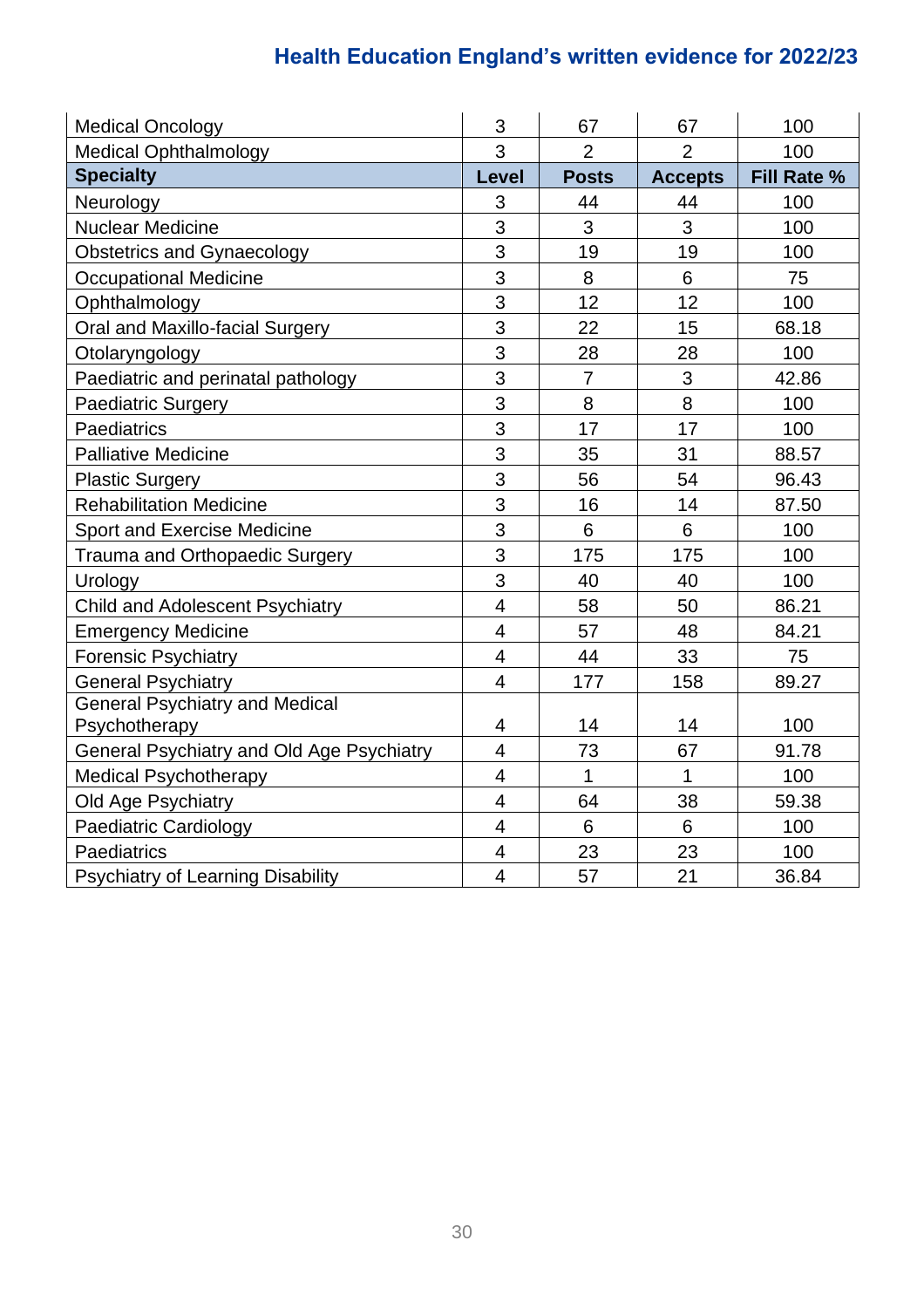| Specialty | Level | Posts | Accepts | Fill Rate % |
|---|---|---|---|---|
| Medical Oncology | 3 | 67 | 67 | 100 |
| Medical Ophthalmology | 3 | 2 | 2 | 100 |
| Neurology | 3 | 44 | 44 | 100 |
| Nuclear Medicine | 3 | 3 | 3 | 100 |
| Obstetrics and Gynaecology | 3 | 19 | 19 | 100 |
| Occupational Medicine | 3 | 8 | 6 | 75 |
| Ophthalmology | 3 | 12 | 12 | 100 |
| Oral and Maxillo-facial Surgery | 3 | 22 | 15 | 68.18 |
| Otolaryngology | 3 | 28 | 28 | 100 |
| Paediatric and perinatal pathology | 3 | 7 | 3 | 42.86 |
| Paediatric Surgery | 3 | 8 | 8 | 100 |
| Paediatrics | 3 | 17 | 17 | 100 |
| Palliative Medicine | 3 | 35 | 31 | 88.57 |
| Plastic Surgery | 3 | 56 | 54 | 96.43 |
| Rehabilitation Medicine | 3 | 16 | 14 | 87.50 |
| Sport and Exercise Medicine | 3 | 6 | 6 | 100 |
| Trauma and Orthopaedic Surgery | 3 | 175 | 175 | 100 |
| Urology | 3 | 40 | 40 | 100 |
| Child and Adolescent Psychiatry | 4 | 58 | 50 | 86.21 |
| Emergency Medicine | 4 | 57 | 48 | 84.21 |
| Forensic Psychiatry | 4 | 44 | 33 | 75 |
| General Psychiatry | 4 | 177 | 158 | 89.27 |
| General Psychiatry and Medical Psychotherapy | 4 | 14 | 14 | 100 |
| General Psychiatry and Old Age Psychiatry | 4 | 73 | 67 | 91.78 |
| Medical Psychotherapy | 4 | 1 | 1 | 100 |
| Old Age Psychiatry | 4 | 64 | 38 | 59.38 |
| Paediatric Cardiology | 4 | 6 | 6 | 100 |
| Paediatrics | 4 | 23 | 23 | 100 |
| Psychiatry of Learning Disability | 4 | 57 | 21 | 36.84 |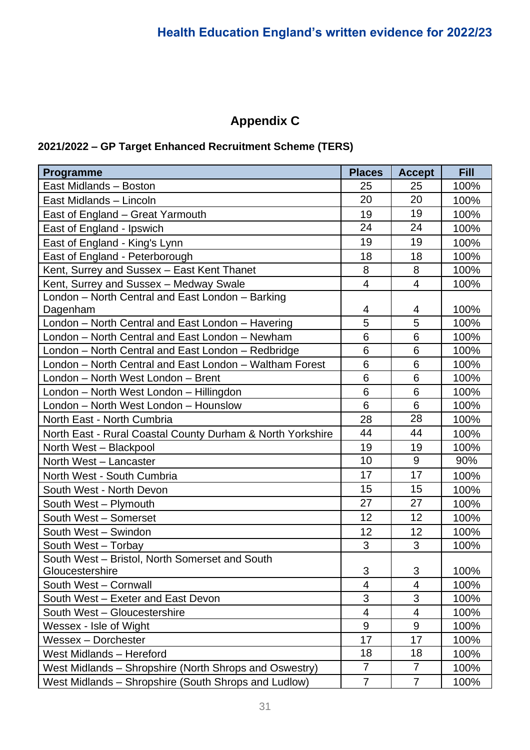## Appendix C

**2021/2022 – GP Target Enhanced Recruitment Scheme (TERS)**

| Programme | Places | Accept | Fill |
|---|---|---|---|
| East Midlands – Boston | 25 | 25 | 100% |
| East Midlands – Lincoln | 20 | 20 | 100% |
| East of England – Great Yarmouth | 19 | 19 | 100% |
| East of England - Ipswich | 24 | 24 | 100% |
| East of England - King's Lynn | 19 | 19 | 100% |
| East of England - Peterborough | 18 | 18 | 100% |
| Kent, Surrey and Sussex – East Kent Thanet | 8 | 8 | 100% |
| Kent, Surrey and Sussex – Medway Swale | 4 | 4 | 100% |
| London – North Central and East London – Barking Dagenham | 4 | 4 | 100% |
| London – North Central and East London – Havering | 5 | 5 | 100% |
| London – North Central and East London – Newham | 6 | 6 | 100% |
| London – North Central and East London – Redbridge | 6 | 6 | 100% |
| London – North Central and East London – Waltham Forest | 6 | 6 | 100% |
| London – North West London – Brent | 6 | 6 | 100% |
| London – North West London – Hillingdon | 6 | 6 | 100% |
| London – North West London – Hounslow | 6 | 6 | 100% |
| North East - North Cumbria | 28 | 28 | 100% |
| North East - Rural Coastal County Durham & North Yorkshire | 44 | 44 | 100% |
| North West – Blackpool | 19 | 19 | 100% |
| North West – Lancaster | 10 | 9 | 90% |
| North West - South Cumbria | 17 | 17 | 100% |
| South West - North Devon | 15 | 15 | 100% |
| South West – Plymouth | 27 | 27 | 100% |
| South West – Somerset | 12 | 12 | 100% |
| South West – Swindon | 12 | 12 | 100% |
| South West – Torbay | 3 | 3 | 100% |
| South West – Bristol, North Somerset and South Gloucestershire | 3 | 3 | 100% |
| South West – Cornwall | 4 | 4 | 100% |
| South West – Exeter and East Devon | 3 | 3 | 100% |
| South West – Gloucestershire | 4 | 4 | 100% |
| Wessex - Isle of Wight | 9 | 9 | 100% |
| Wessex – Dorchester | 17 | 17 | 100% |
| West Midlands – Hereford | 18 | 18 | 100% |
| West Midlands – Shropshire (North Shrops and Oswestry) | 7 | 7 | 100% |
| West Midlands – Shropshire (South Shrops and Ludlow) | 7 | 7 | 100% |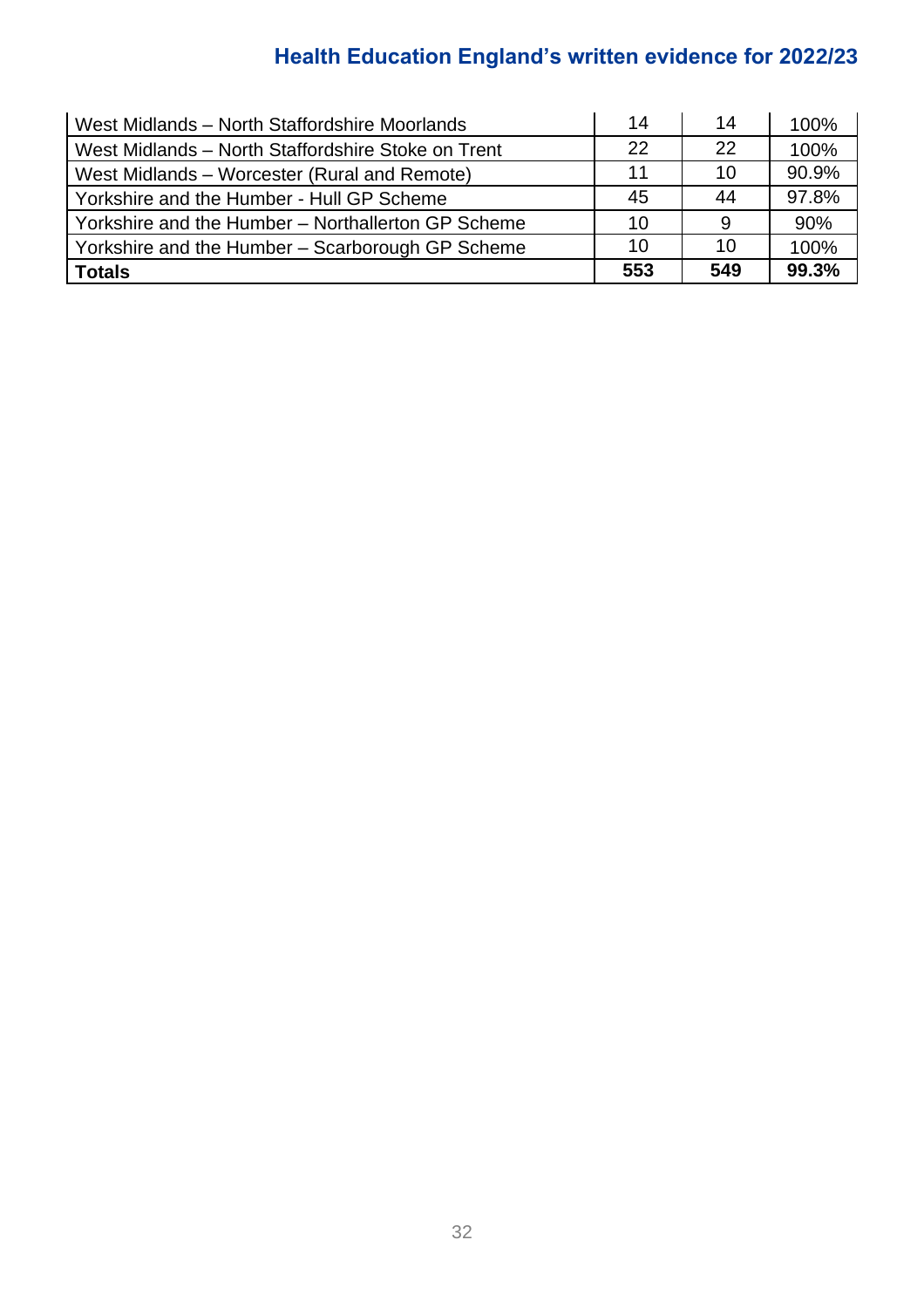| | | | |
|---|---|---|---|
| West Midlands – North Staffordshire Moorlands | 14 | 14 | 100% |
| West Midlands – North Staffordshire Stoke on Trent | 22 | 22 | 100% |
| West Midlands – Worcester (Rural and Remote) | 11 | 10 | 90.9% |
| Yorkshire and the Humber - Hull GP Scheme | 45 | 44 | 97.8% |
| Yorkshire and the Humber – Northallerton GP Scheme | 10 | 9 | 90% |
| Yorkshire and the Humber – Scarborough GP Scheme | 10 | 10 | 100% |
| **Totals** | **553** | **549** | **99.3%** |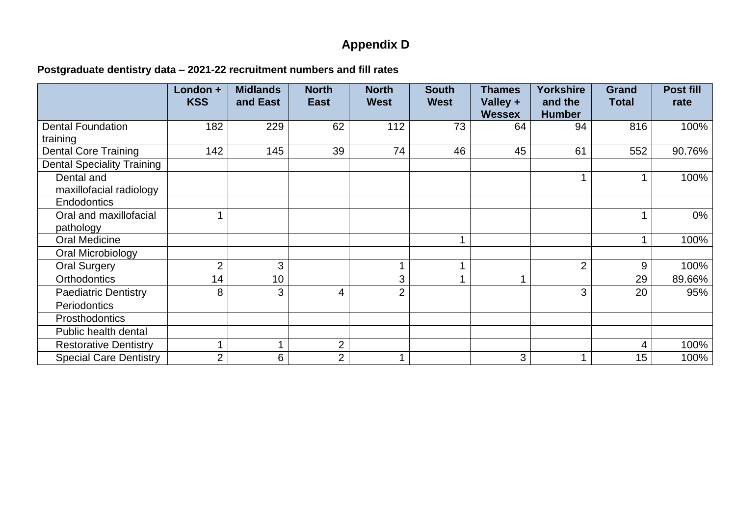# Appendix D

**Postgraduate dentistry data – 2021-22 recruitment numbers and fill rates**

| | London + KSS | Midlands and East | North East | North West | South West | Thames Valley + Wessex | Yorkshire and the Humber | Grand Total | Post fill rate |
|---|---|---|---|---|---|---|---|---|---|
| Dental Foundation training | 182 | 229 | 62 | 112 | 73 | 64 | 94 | 816 | 100% |
| Dental Core Training | 142 | 145 | 39 | 74 | 46 | 45 | 61 | 552 | 90.76% |
| Dental Speciality Training | | | | | | | | | |
| Dental and maxillofacial radiology | | | | | | | 1 | 1 | 100% |
| Endodontics | | | | | | | | | |
| Oral and maxillofacial pathology | 1 | | | | | | | 1 | 0% |
| Oral Medicine | | | | | 1 | | | 1 | 100% |
| Oral Microbiology | | | | | | | | | |
| Oral Surgery | 2 | 3 | | 1 | 1 | | 2 | 9 | 100% |
| Orthodontics | 14 | 10 | | 3 | 1 | 1 | | 29 | 89.66% |
| Paediatric Dentistry | 8 | 3 | 4 | 2 | | | 3 | 20 | 95% |
| Periodontics | | | | | | | | | |
| Prosthodontics | | | | | | | | | |
| Public health dental | | | | | | | | | |
| Restorative Dentistry | 1 | 1 | 2 | | | | | 4 | 100% |
| Special Care Dentistry | 2 | 6 | 2 | 1 | | 3 | 1 | 15 | 100% |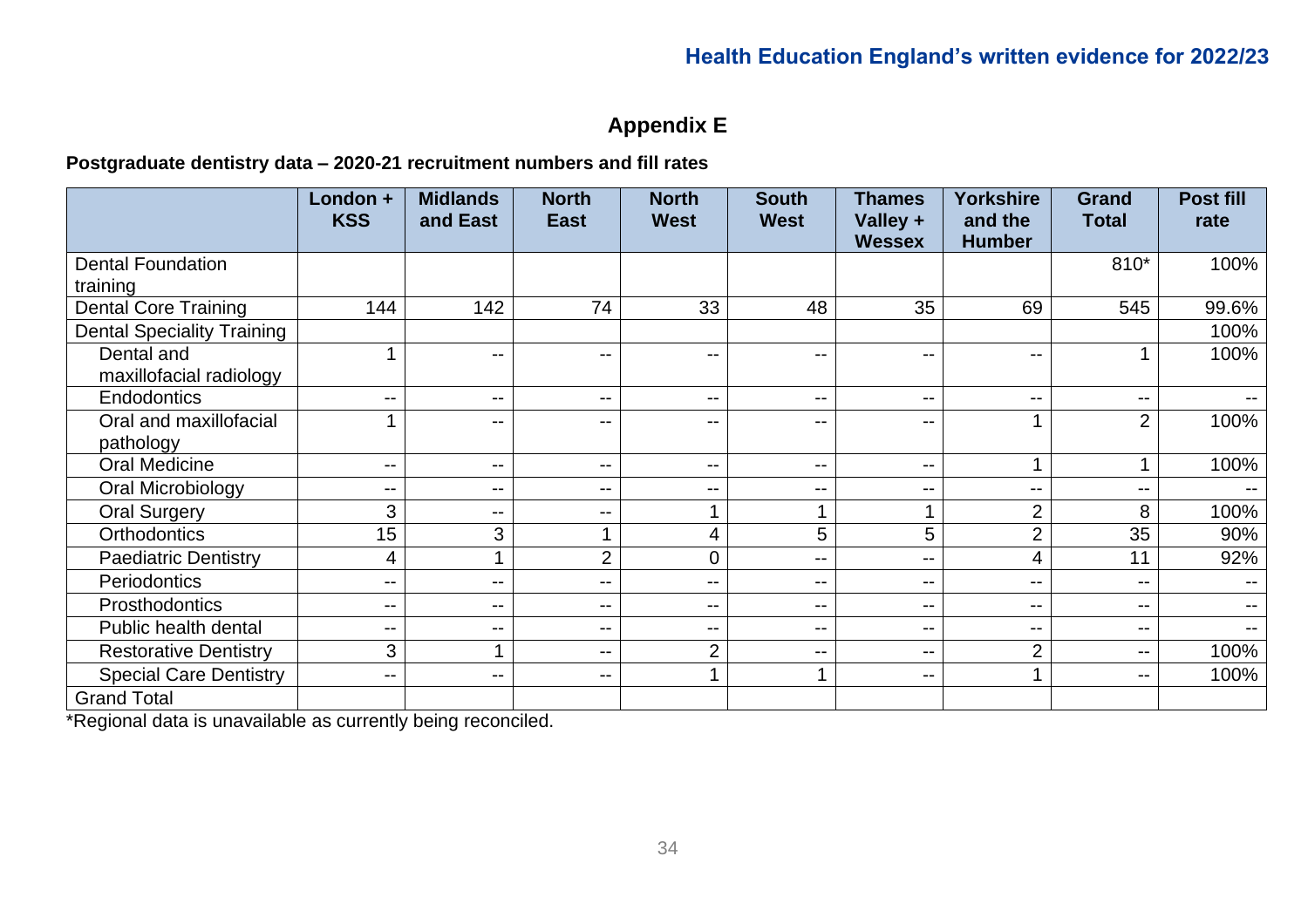# Appendix E

**Postgraduate dentistry data – 2020-21 recruitment numbers and fill rates**

| | London + KSS | Midlands and East | North East | North West | South West | Thames Valley + Wessex | Yorkshire and the Humber | Grand Total | Post fill rate |
|---|---|---|---|---|---|---|---|---|---|
| Dental Foundation training | | | | | | | | 810* | 100% |
| Dental Core Training | 144 | 142 | 74 | 33 | 48 | 35 | 69 | 545 | 99.6% |
| Dental Speciality Training | | | | | | | | | 100% |
| Dental and maxillofacial radiology | 1 | -- | -- | -- | -- | -- | -- | 1 | 100% |
| Endodontics | -- | -- | -- | -- | -- | -- | -- | -- | -- |
| Oral and maxillofacial pathology | 1 | -- | -- | -- | -- | -- | 1 | 2 | 100% |
| Oral Medicine | -- | -- | -- | -- | -- | -- | 1 | 1 | 100% |
| Oral Microbiology | -- | -- | -- | -- | -- | -- | -- | -- | -- |
| Oral Surgery | 3 | -- | -- | 1 | 1 | 1 | 2 | 8 | 100% |
| Orthodontics | 15 | 3 | 1 | 4 | 5 | 5 | 2 | 35 | 90% |
| Paediatric Dentistry | 4 | 1 | 2 | 0 | -- | -- | 4 | 11 | 92% |
| Periodontics | -- | -- | -- | -- | -- | -- | -- | -- | -- |
| Prosthodontics | -- | -- | -- | -- | -- | -- | -- | -- | -- |
| Public health dental | -- | -- | -- | -- | -- | -- | -- | -- | -- |
| Restorative Dentistry | 3 | 1 | -- | 2 | -- | -- | 2 | -- | 100% |
| Special Care Dentistry | -- | -- | -- | 1 | 1 | -- | 1 | -- | 100% |
| Grand Total | | | | | | | | | |

*Regional data is unavailable as currently being reconciled.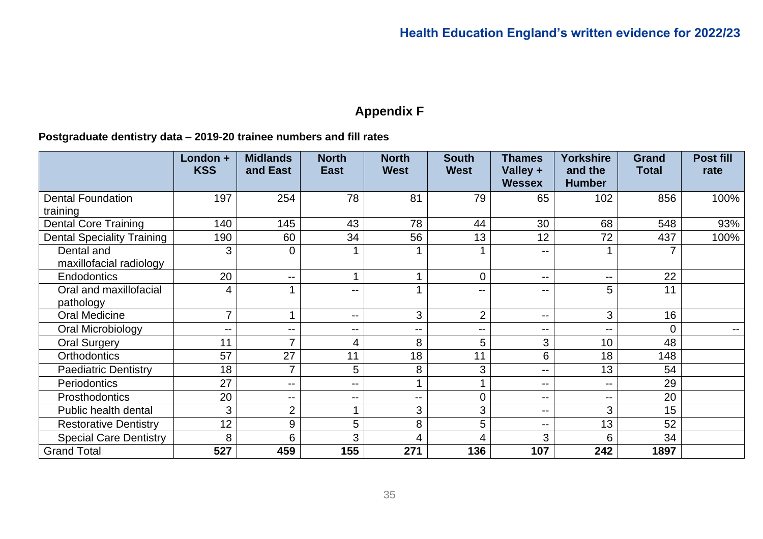# Appendix F

**Postgraduate dentistry data – 2019-20 trainee numbers and fill rates**

| | London + KSS | Midlands and East | North East | North West | South West | Thames Valley + Wessex | Yorkshire and the Humber | Grand Total | Post fill rate |
|---|---|---|---|---|---|---|---|---|---|
| Dental Foundation training | 197 | 254 | 78 | 81 | 79 | 65 | 102 | 856 | 100% |
| Dental Core Training | 140 | 145 | 43 | 78 | 44 | 30 | 68 | 548 | 93% |
| Dental Speciality Training | 190 | 60 | 34 | 56 | 13 | 12 | 72 | 437 | 100% |
| Dental and maxillofacial radiology | 3 | 0 | 1 | 1 | 1 | -- | 1 | 7 | |
| Endodontics | 20 | -- | 1 | 1 | 0 | -- | -- | 22 | |
| Oral and maxillofacial pathology | 4 | 1 | -- | 1 | -- | -- | 5 | 11 | |
| Oral Medicine | 7 | 1 | -- | 3 | 2 | -- | 3 | 16 | |
| Oral Microbiology | -- | -- | -- | -- | -- | -- | -- | 0 | -- |
| Oral Surgery | 11 | 7 | 4 | 8 | 5 | 3 | 10 | 48 | |
| Orthodontics | 57 | 27 | 11 | 18 | 11 | 6 | 18 | 148 | |
| Paediatric Dentistry | 18 | 7 | 5 | 8 | 3 | -- | 13 | 54 | |
| Periodontics | 27 | -- | -- | 1 | 1 | -- | -- | 29 | |
| Prosthodontics | 20 | -- | -- | -- | 0 | -- | -- | 20 | |
| Public health dental | 3 | 2 | 1 | 3 | 3 | -- | 3 | 15 | |
| Restorative Dentistry | 12 | 9 | 5 | 8 | 5 | -- | 13 | 52 | |
| Special Care Dentistry | 8 | 6 | 3 | 4 | 4 | 3 | 6 | 34 | |
| Grand Total | **527** | **459** | **155** | **271** | **136** | **107** | **242** | **1897** | |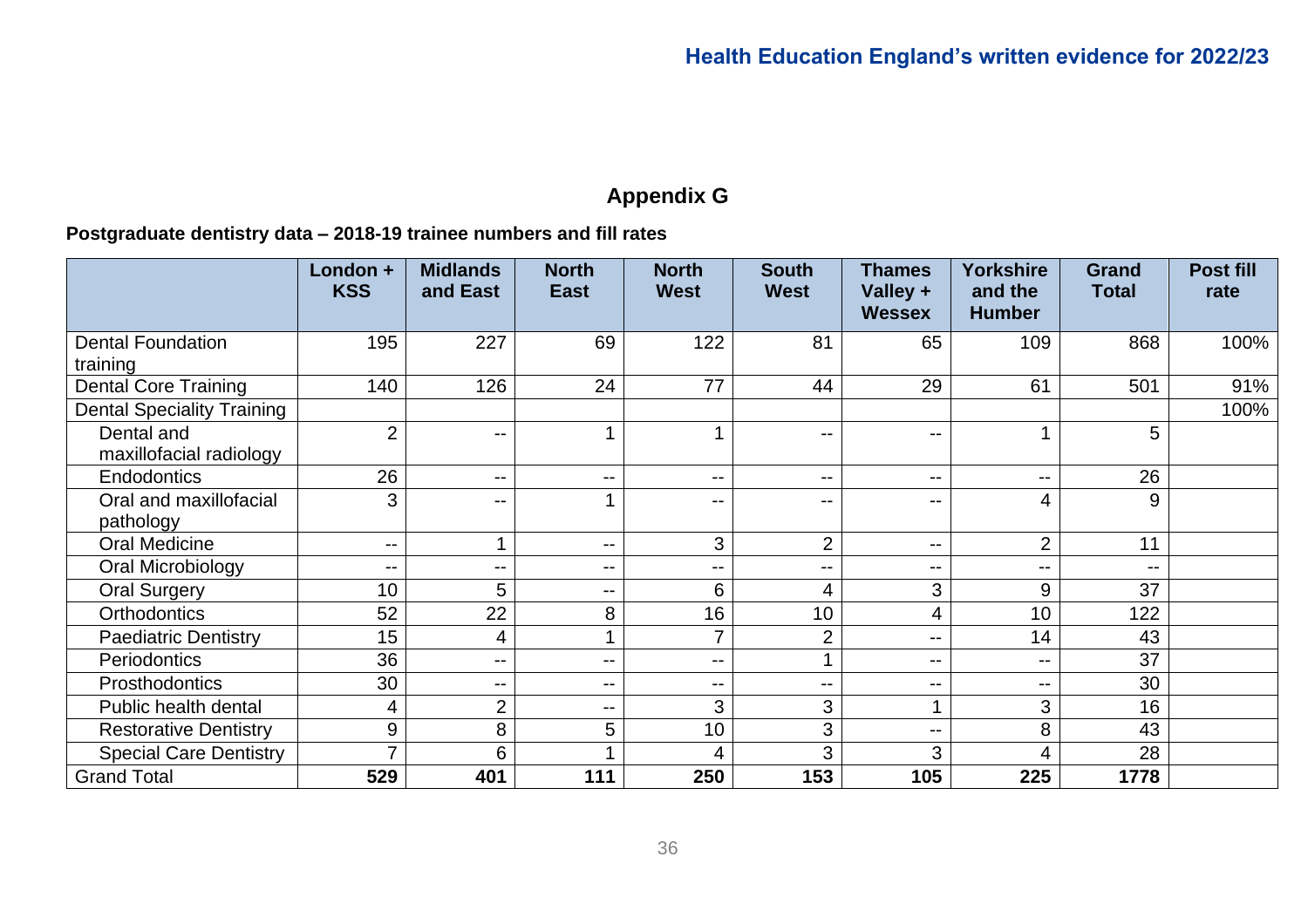## Appendix G

**Postgraduate dentistry data – 2018-19 trainee numbers and fill rates**

| | London + KSS | Midlands and East | North East | North West | South West | Thames Valley + Wessex | Yorkshire and the Humber | Grand Total | Post fill rate |
|---|---|---|---|---|---|---|---|---|---|
| Dental Foundation training | 195 | 227 | 69 | 122 | 81 | 65 | 109 | 868 | 100% |
| Dental Core Training | 140 | 126 | 24 | 77 | 44 | 29 | 61 | 501 | 91% |
| Dental Speciality Training | | | | | | | | | 100% |
| Dental and maxillofacial radiology | 2 | -- | 1 | 1 | -- | -- | 1 | 5 | |
| Endodontics | 26 | -- | -- | -- | -- | -- | -- | 26 | |
| Oral and maxillofacial pathology | 3 | -- | 1 | -- | -- | -- | 4 | 9 | |
| Oral Medicine | -- | 1 | -- | 3 | 2 | -- | 2 | 11 | |
| Oral Microbiology | -- | -- | -- | -- | -- | -- | -- | -- | |
| Oral Surgery | 10 | 5 | -- | 6 | 4 | 3 | 9 | 37 | |
| Orthodontics | 52 | 22 | 8 | 16 | 10 | 4 | 10 | 122 | |
| Paediatric Dentistry | 15 | 4 | 1 | 7 | 2 | -- | 14 | 43 | |
| Periodontics | 36 | -- | -- | -- | 1 | -- | -- | 37 | |
| Prosthodontics | 30 | -- | -- | -- | -- | -- | -- | 30 | |
| Public health dental | 4 | 2 | -- | 3 | 3 | 1 | 3 | 16 | |
| Restorative Dentistry | 9 | 8 | 5 | 10 | 3 | -- | 8 | 43 | |
| Special Care Dentistry | 7 | 6 | 1 | 4 | 3 | 3 | 4 | 28 | |
| Grand Total | **529** | **401** | **111** | **250** | **153** | **105** | **225** | **1778** | |